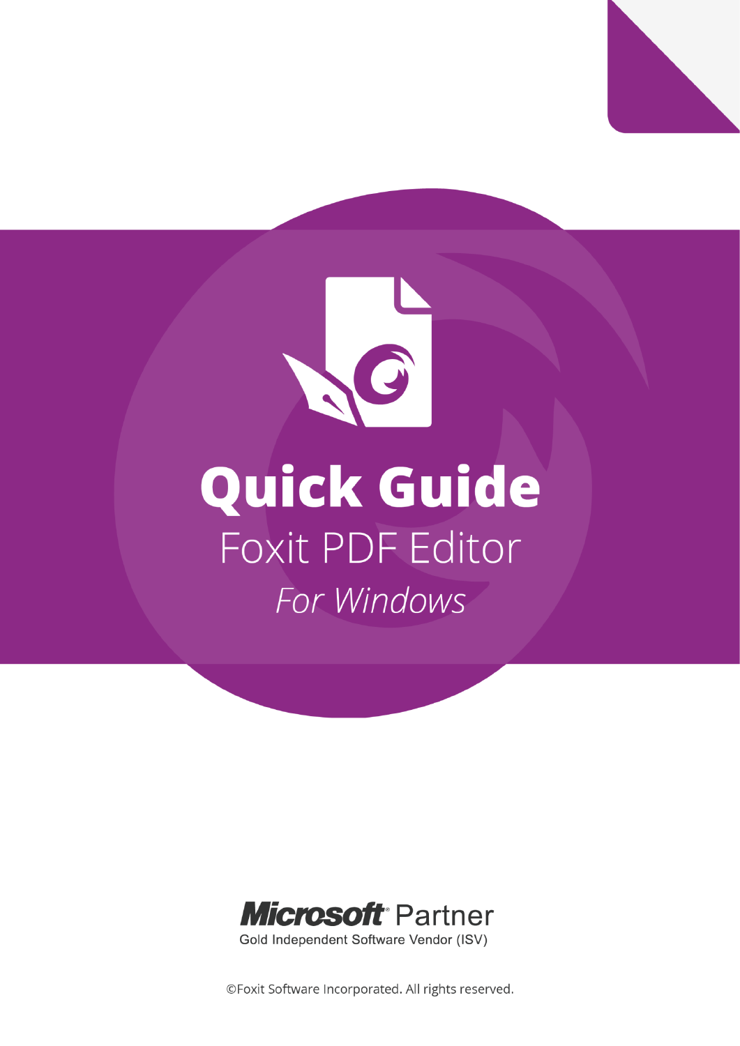# Quick Guide

## Foxit PDF Editor

*For Windows*

**Microsoft** Partner

Gold Independent Software Vendor (ISV)

©Foxit Software Incorporated. All rights reserved.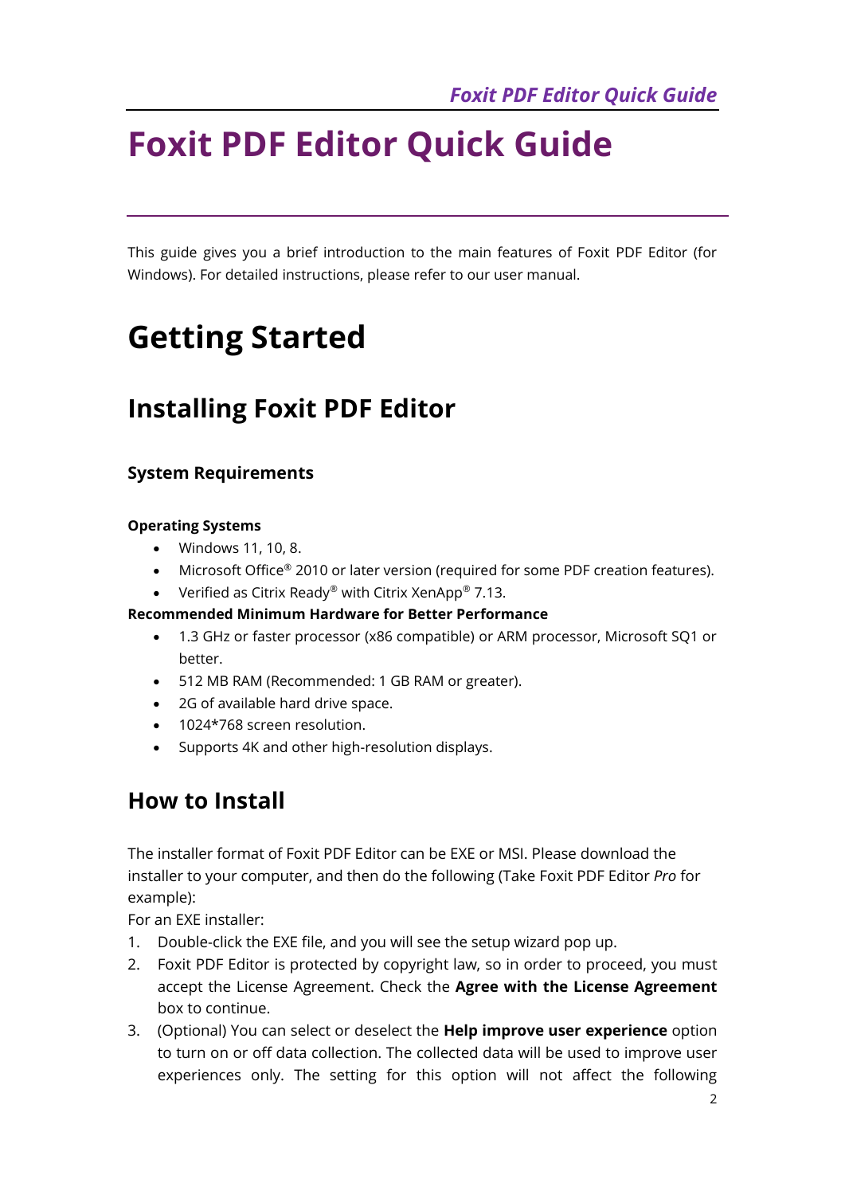# Foxit PDF Editor Quick Guide

This guide gives you a brief introduction to the main features of Foxit PDF Editor (for Windows). For detailed instructions, please refer to our user manual.

# Getting Started

## Installing Foxit PDF Editor

### System Requirements

#### Operating Systems

- Windows 11, 10, 8.
- Microsoft Office® 2010 or later version (required for some PDF creation features).
- Verified as Citrix Ready® with Citrix XenApp® 7.13.

**Recommended Minimum Hardware for Better Performance**

- 1.3 GHz or faster processor (x86 compatible) or ARM processor, Microsoft SQ1 or better.
- 512 MB RAM (Recommended: 1 GB RAM or greater).
- 2G of available hard drive space.
- 1024*768 screen resolution.
- Supports 4K and other high-resolution displays.

## How to Install

The installer format of Foxit PDF Editor can be EXE or MSI. Please download the installer to your computer, and then do the following (Take Foxit PDF Editor *Pro* for example):

For an EXE installer:

1. Double-click the EXE file, and you will see the setup wizard pop up.
2. Foxit PDF Editor is protected by copyright law, so in order to proceed, you must accept the License Agreement. Check the **Agree with the License Agreement** box to continue.
3. (Optional) You can select or deselect the **Help improve user experience** option to turn on or off data collection. The collected data will be used to improve user experiences only. The setting for this option will not affect the following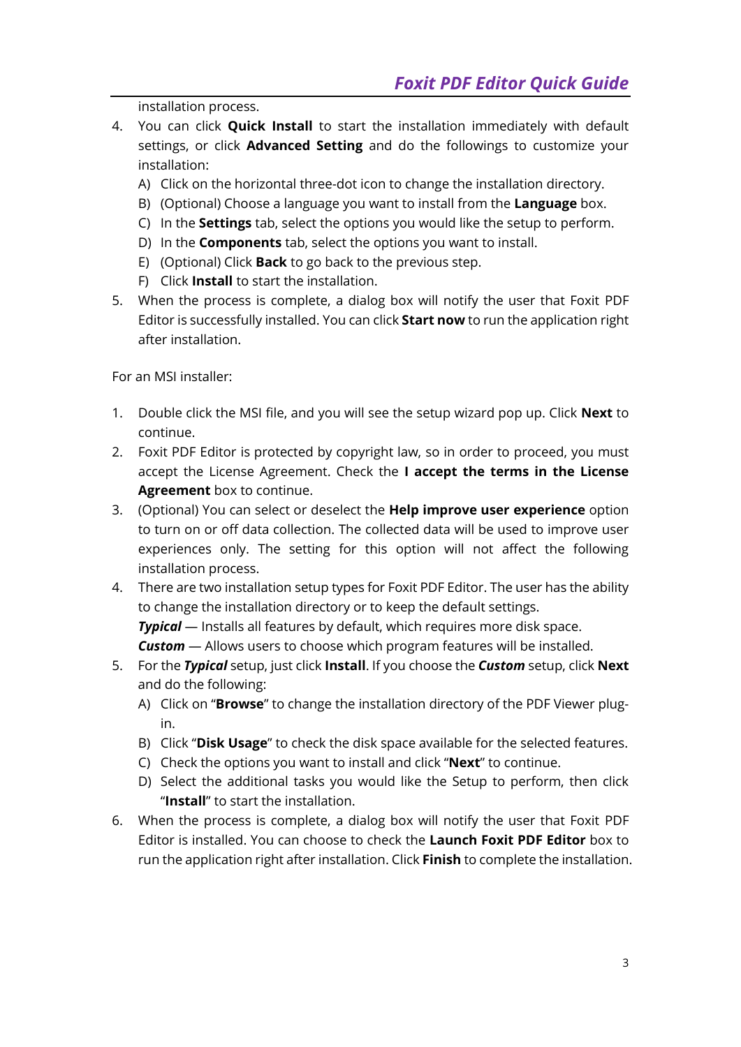installation process.

4. You can click **Quick Install** to start the installation immediately with default settings, or click **Advanced Setting** and do the followings to customize your installation:
   A) Click on the horizontal three-dot icon to change the installation directory.
   B) (Optional) Choose a language you want to install from the **Language** box.
   C) In the **Settings** tab, select the options you would like the setup to perform.
   D) In the **Components** tab, select the options you want to install.
   E) (Optional) Click **Back** to go back to the previous step.
   F) Click **Install** to start the installation.
5. When the process is complete, a dialog box will notify the user that Foxit PDF Editor is successfully installed. You can click **Start now** to run the application right after installation.

For an MSI installer:

1. Double click the MSI file, and you will see the setup wizard pop up. Click **Next** to continue.
2. Foxit PDF Editor is protected by copyright law, so in order to proceed, you must accept the License Agreement. Check the **I accept the terms in the License Agreement** box to continue.
3. (Optional) You can select or deselect the **Help improve user experience** option to turn on or off data collection. The collected data will be used to improve user experiences only. The setting for this option will not affect the following installation process.
4. There are two installation setup types for Foxit PDF Editor. The user has the ability to change the installation directory or to keep the default settings.
   ***Typical*** — Installs all features by default, which requires more disk space.
   ***Custom*** — Allows users to choose which program features will be installed.
5. For the ***Typical*** setup, just click **Install**. If you choose the ***Custom*** setup, click **Next** and do the following:
   A) Click on "**Browse**" to change the installation directory of the PDF Viewer plug-in.
   B) Click "**Disk Usage**" to check the disk space available for the selected features.
   C) Check the options you want to install and click "**Next**" to continue.
   D) Select the additional tasks you would like the Setup to perform, then click "**Install**" to start the installation.
6. When the process is complete, a dialog box will notify the user that Foxit PDF Editor is installed. You can choose to check the **Launch Foxit PDF Editor** box to run the application right after installation. Click **Finish** to complete the installation.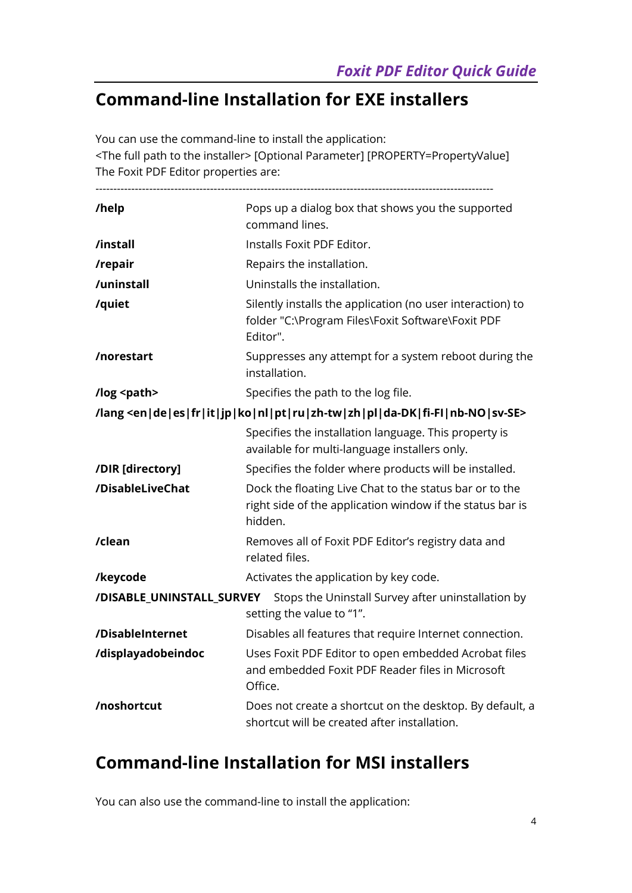## Command-line Installation for EXE installers

You can use the command-line to install the application:
<The full path to the installer> [Optional Parameter] [PROPERTY=PropertyValue]
The Foxit PDF Editor properties are:

-----------------------------------------------------------------------------------------------------------

| | |
|---|---|
| **/help** | Pops up a dialog box that shows you the supported command lines. |
| **/install** | Installs Foxit PDF Editor. |
| **/repair** | Repairs the installation. |
| **/uninstall** | Uninstalls the installation. |
| **/quiet** | Silently installs the application (no user interaction) to folder "C:\Program Files\Foxit Software\Foxit PDF Editor". |
| **/norestart** | Suppresses any attempt for a system reboot during the installation. |
| **/log <path>** | Specifies the path to the log file. |
| **/lang <en\|de\|es\|fr\|it\|jp\|ko\|nl\|pt\|ru\|zh-tw\|zh\|pl\|da-DK\|fi-FI\|nb-NO\|sv-SE>** | Specifies the installation language. This property is available for multi-language installers only. |
| **/DIR [directory]** | Specifies the folder where products will be installed. |
| **/DisableLiveChat** | Dock the floating Live Chat to the status bar or to the right side of the application window if the status bar is hidden. |
| **/clean** | Removes all of Foxit PDF Editor's registry data and related files. |
| **/keycode** | Activates the application by key code. |
| **/DISABLE_UNINSTALL_SURVEY** | Stops the Uninstall Survey after uninstallation by setting the value to "1". |
| **/DisableInternet** | Disables all features that require Internet connection. |
| **/displayadobeindoc** | Uses Foxit PDF Editor to open embedded Acrobat files and embedded Foxit PDF Reader files in Microsoft Office. |
| **/noshortcut** | Does not create a shortcut on the desktop. By default, a shortcut will be created after installation. |

## Command-line Installation for MSI installers

You can also use the command-line to install the application: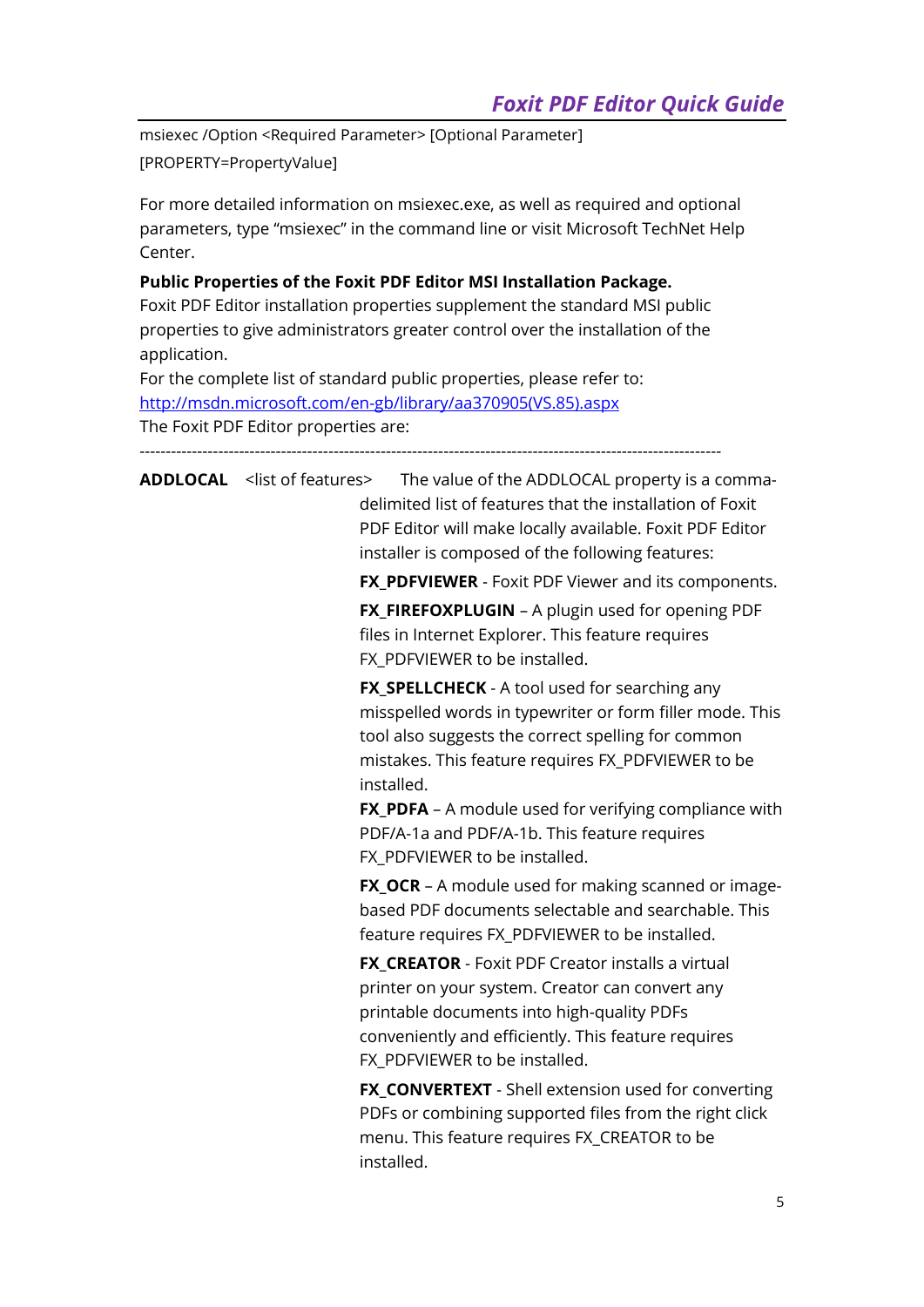msiexec /Option <Required Parameter> [Optional Parameter]

[PROPERTY=PropertyValue]

For more detailed information on msiexec.exe, as well as required and optional parameters, type "msiexec" in the command line or visit Microsoft TechNet Help Center.

**Public Properties of the Foxit PDF Editor MSI Installation Package.**

Foxit PDF Editor installation properties supplement the standard MSI public properties to give administrators greater control over the installation of the application.

For the complete list of standard public properties, please refer to: [http://msdn.microsoft.com/en-gb/library/aa370905(VS.85).aspx](http://msdn.microsoft.com/en-gb/library/aa370905(VS.85).aspx)

The Foxit PDF Editor properties are:

---

**ADDLOCAL** <list of features> The value of the ADDLOCAL property is a comma-delimited list of features that the installation of Foxit PDF Editor will make locally available. Foxit PDF Editor installer is composed of the following features:

**FX_PDFVIEWER** - Foxit PDF Viewer and its components.

**FX_FIREFOXPLUGIN** – A plugin used for opening PDF files in Internet Explorer. This feature requires FX_PDFVIEWER to be installed.

**FX_SPELLCHECK** - A tool used for searching any misspelled words in typewriter or form filler mode. This tool also suggests the correct spelling for common mistakes. This feature requires FX_PDFVIEWER to be installed.

**FX_PDFA** – A module used for verifying compliance with PDF/A-1a and PDF/A-1b. This feature requires FX_PDFVIEWER to be installed.

**FX_OCR** – A module used for making scanned or image-based PDF documents selectable and searchable. This feature requires FX_PDFVIEWER to be installed.

**FX_CREATOR** - Foxit PDF Creator installs a virtual printer on your system. Creator can convert any printable documents into high-quality PDFs conveniently and efficiently. This feature requires FX_PDFVIEWER to be installed.

**FX_CONVERTEXT** - Shell extension used for converting PDFs or combining supported files from the right click menu. This feature requires FX_CREATOR to be installed.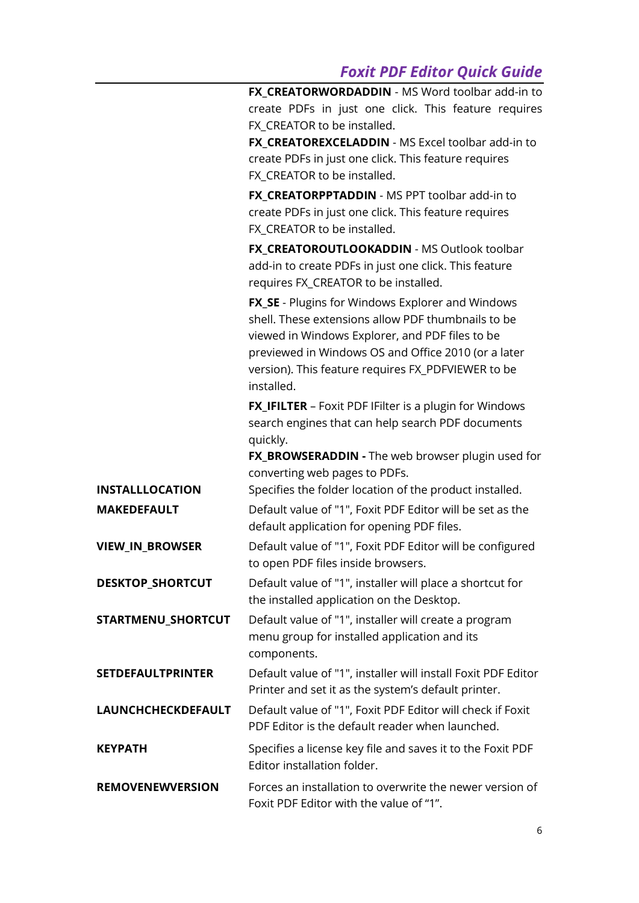| | |
|---|---|
| | **FX_CREATORWORDADDIN** - MS Word toolbar add-in to create PDFs in just one click. This feature requires FX_CREATOR to be installed.<br>**FX_CREATOREXCELADDIN** - MS Excel toolbar add-in to create PDFs in just one click. This feature requires FX_CREATOR to be installed.<br>**FX_CREATORPPTADDIN** - MS PPT toolbar add-in to create PDFs in just one click. This feature requires FX_CREATOR to be installed.<br>**FX_CREATOROUTLOOKADDIN** - MS Outlook toolbar add-in to create PDFs in just one click. This feature requires FX_CREATOR to be installed.<br>**FX_SE** - Plugins for Windows Explorer and Windows shell. These extensions allow PDF thumbnails to be viewed in Windows Explorer, and PDF files to be previewed in Windows OS and Office 2010 (or a later version). This feature requires FX_PDFVIEWER to be installed.<br>**FX_IFILTER** – Foxit PDF IFilter is a plugin for Windows search engines that can help search PDF documents quickly.<br>**FX_BROWSERADDIN -** The web browser plugin used for converting web pages to PDFs. |
| **INSTALLLOCATION** | Specifies the folder location of the product installed. |
| **MAKEDEFAULT** | Default value of "1", Foxit PDF Editor will be set as the default application for opening PDF files. |
| **VIEW_IN_BROWSER** | Default value of "1", Foxit PDF Editor will be configured to open PDF files inside browsers. |
| **DESKTOP_SHORTCUT** | Default value of "1", installer will place a shortcut for the installed application on the Desktop. |
| **STARTMENU_SHORTCUT** | Default value of "1", installer will create a program menu group for installed application and its components. |
| **SETDEFAULTPRINTER** | Default value of "1", installer will install Foxit PDF Editor Printer and set it as the system's default printer. |
| **LAUNCHCHECKDEFAULT** | Default value of "1", Foxit PDF Editor will check if Foxit PDF Editor is the default reader when launched. |
| **KEYPATH** | Specifies a license key file and saves it to the Foxit PDF Editor installation folder. |
| **REMOVENEWVERSION** | Forces an installation to overwrite the newer version of Foxit PDF Editor with the value of "1". |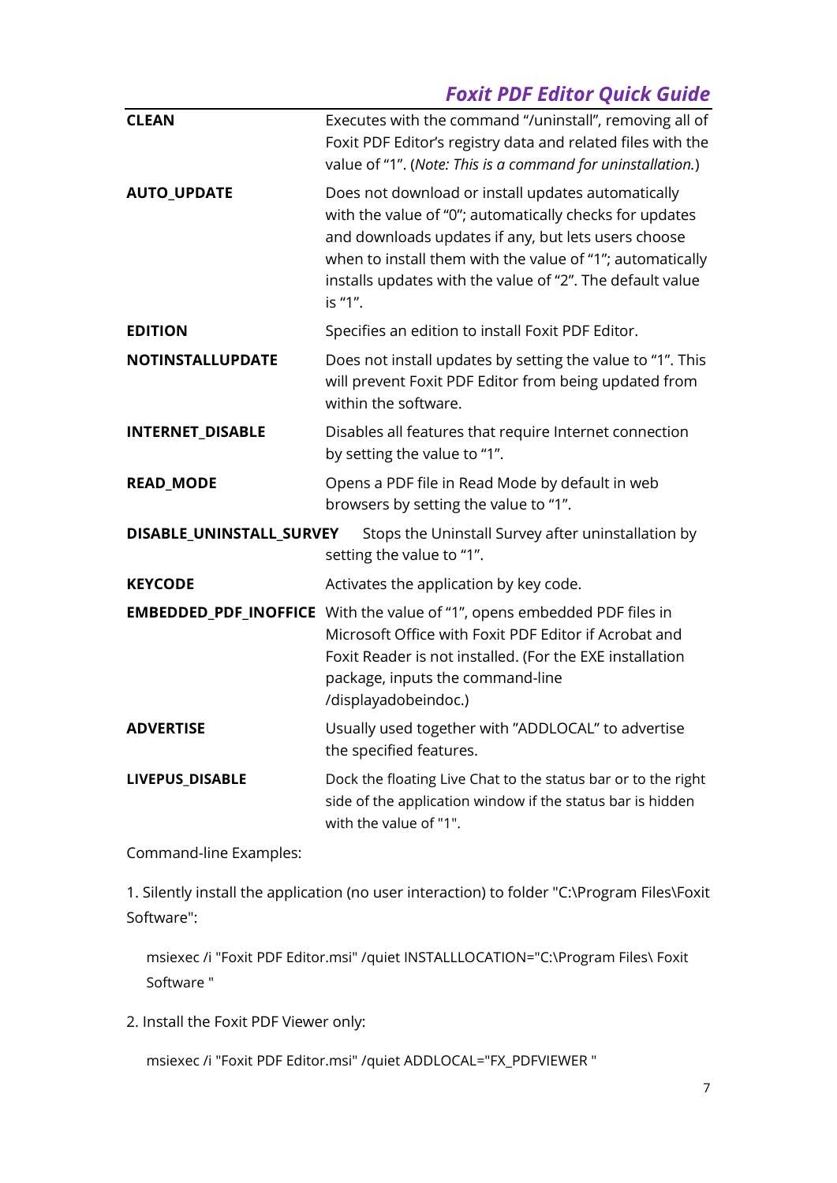| | |
|---|---|
| **CLEAN** | Executes with the command "/uninstall", removing all of Foxit PDF Editor's registry data and related files with the value of "1". (*Note: This is a command for uninstallation.*) |
| **AUTO_UPDATE** | Does not download or install updates automatically with the value of "0"; automatically checks for updates and downloads updates if any, but lets users choose when to install them with the value of "1"; automatically installs updates with the value of "2". The default value is "1". |
| **EDITION** | Specifies an edition to install Foxit PDF Editor. |
| **NOTINSTALLUPDATE** | Does not install updates by setting the value to "1". This will prevent Foxit PDF Editor from being updated from within the software. |
| **INTERNET_DISABLE** | Disables all features that require Internet connection by setting the value to "1". |
| **READ_MODE** | Opens a PDF file in Read Mode by default in web browsers by setting the value to "1". |
| **DISABLE_UNINSTALL_SURVEY** | Stops the Uninstall Survey after uninstallation by setting the value to "1". |
| **KEYCODE** | Activates the application by key code. |
| **EMBEDDED_PDF_INOFFICE** | With the value of "1", opens embedded PDF files in Microsoft Office with Foxit PDF Editor if Acrobat and Foxit Reader is not installed. (For the EXE installation package, inputs the command-line /displayadobeindoc.) |
| **ADVERTISE** | Usually used together with "ADDLOCAL" to advertise the specified features. |
| **LIVEPUS_DISABLE** | Dock the floating Live Chat to the status bar or to the right side of the application window if the status bar is hidden with the value of "1". |

Command-line Examples:

1. Silently install the application (no user interaction) to folder "C:\Program Files\Foxit Software":

```
msiexec /i "Foxit PDF Editor.msi" /quiet INSTALLLOCATION="C:\Program Files\ Foxit Software "
```

2. Install the Foxit PDF Viewer only:

```
msiexec /i "Foxit PDF Editor.msi" /quiet ADDLOCAL="FX_PDFVIEWER "
```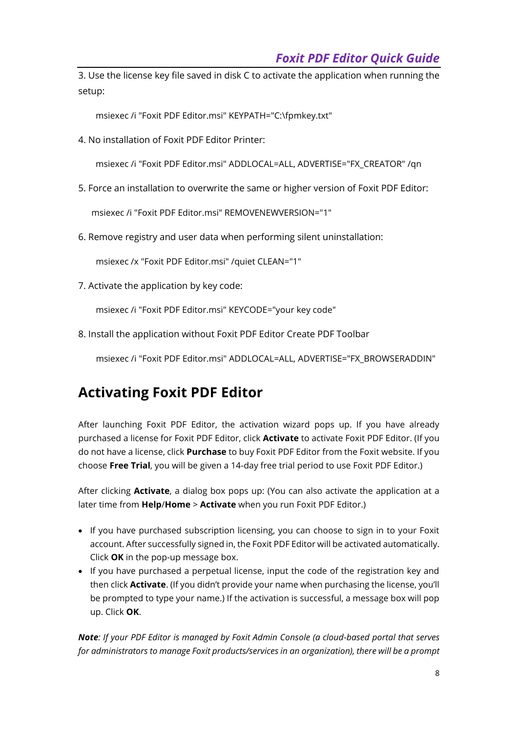3. Use the license key file saved in disk C to activate the application when running the setup:

```
msiexec /i "Foxit PDF Editor.msi" KEYPATH="C:\fpmkey.txt"
```

4. No installation of Foxit PDF Editor Printer:

```
msiexec /i "Foxit PDF Editor.msi" ADDLOCAL=ALL, ADVERTISE="FX_CREATOR" /qn
```

5. Force an installation to overwrite the same or higher version of Foxit PDF Editor:

```
msiexec /i "Foxit PDF Editor.msi" REMOVENEWVERSION="1"
```

6. Remove registry and user data when performing silent uninstallation:

```
msiexec /x "Foxit PDF Editor.msi" /quiet CLEAN="1"
```

7. Activate the application by key code:

```
msiexec /i "Foxit PDF Editor.msi" KEYCODE="your key code"
```

8. Install the application without Foxit PDF Editor Create PDF Toolbar

```
msiexec /i "Foxit PDF Editor.msi" ADDLOCAL=ALL, ADVERTISE="FX_BROWSERADDIN"
```

## Activating Foxit PDF Editor

After launching Foxit PDF Editor, the activation wizard pops up. If you have already purchased a license for Foxit PDF Editor, click **Activate** to activate Foxit PDF Editor. (If you do not have a license, click **Purchase** to buy Foxit PDF Editor from the Foxit website. If you choose **Free Trial**, you will be given a 14-day free trial period to use Foxit PDF Editor.)

After clicking **Activate**, a dialog box pops up: (You can also activate the application at a later time from **Help**/**Home** > **Activate** when you run Foxit PDF Editor.)

- If you have purchased subscription licensing, you can choose to sign in to your Foxit account. After successfully signed in, the Foxit PDF Editor will be activated automatically. Click **OK** in the pop-up message box.
- If you have purchased a perpetual license, input the code of the registration key and then click **Activate**. (If you didn't provide your name when purchasing the license, you'll be prompted to type your name.) If the activation is successful, a message box will pop up. Click **OK**.

***Note**: If your PDF Editor is managed by Foxit Admin Console (a cloud-based portal that serves for administrators to manage Foxit products/services in an organization), there will be a prompt*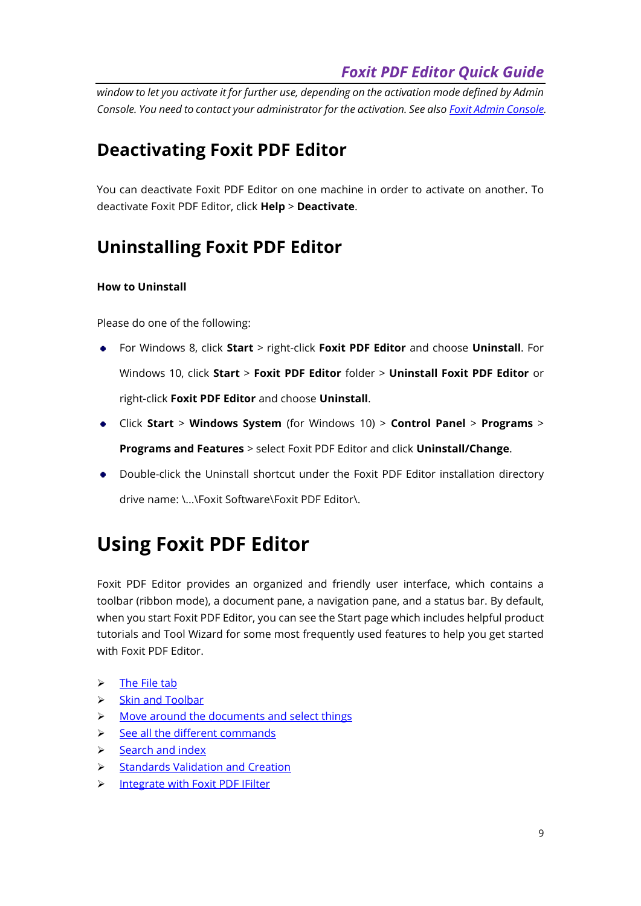*window to let you activate it for further use, depending on the activation mode defined by Admin Console. You need to contact your administrator for the activation. See also Foxit Admin Console.*

## Deactivating Foxit PDF Editor

You can deactivate Foxit PDF Editor on one machine in order to activate on another. To deactivate Foxit PDF Editor, click **Help** > **Deactivate**.

## Uninstalling Foxit PDF Editor

**How to Uninstall**

Please do one of the following:

- For Windows 8, click **Start** > right-click **Foxit PDF Editor** and choose **Uninstall**. For Windows 10, click **Start** > **Foxit PDF Editor** folder > **Uninstall Foxit PDF Editor** or right-click **Foxit PDF Editor** and choose **Uninstall**.
- Click **Start** > **Windows System** (for Windows 10) > **Control Panel** > **Programs** > **Programs and Features** > select Foxit PDF Editor and click **Uninstall/Change**.
- Double-click the Uninstall shortcut under the Foxit PDF Editor installation directory drive name: \...\Foxit Software\Foxit PDF Editor\.

# Using Foxit PDF Editor

Foxit PDF Editor provides an organized and friendly user interface, which contains a toolbar (ribbon mode), a document pane, a navigation pane, and a status bar. By default, when you start Foxit PDF Editor, you can see the Start page which includes helpful product tutorials and Tool Wizard for some most frequently used features to help you get started with Foxit PDF Editor.

- The File tab
- Skin and Toolbar
- Move around the documents and select things
- See all the different commands
- Search and index
- Standards Validation and Creation
- Integrate with Foxit PDF IFilter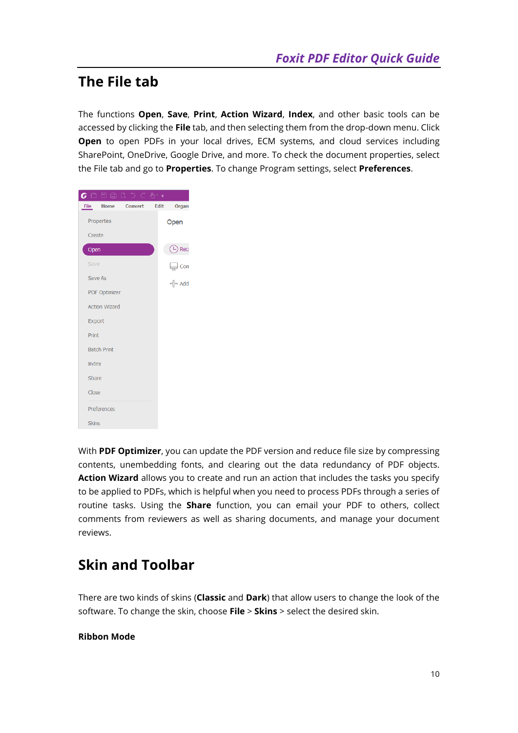# The File tab

The functions **Open**, **Save**, **Print**, **Action Wizard**, **Index**, and other basic tools can be accessed by clicking the **File** tab, and then selecting them from the drop-down menu. Click **Open** to open PDFs in your local drives, ECM systems, and cloud services including SharePoint, OneDrive, Google Drive, and more. To check the document properties, select the File tab and go to **Properties**. To change Program settings, select **Preferences**.

With **PDF Optimizer**, you can update the PDF version and reduce file size by compressing contents, unembedding fonts, and clearing out the data redundancy of PDF objects. **Action Wizard** allows you to create and run an action that includes the tasks you specify to be applied to PDFs, which is helpful when you need to process PDFs through a series of routine tasks. Using the **Share** function, you can email your PDF to others, collect comments from reviewers as well as sharing documents, and manage your document reviews.

# Skin and Toolbar

There are two kinds of skins (**Classic** and **Dark**) that allow users to change the look of the software. To change the skin, choose **File** > **Skins** > select the desired skin.

**Ribbon Mode**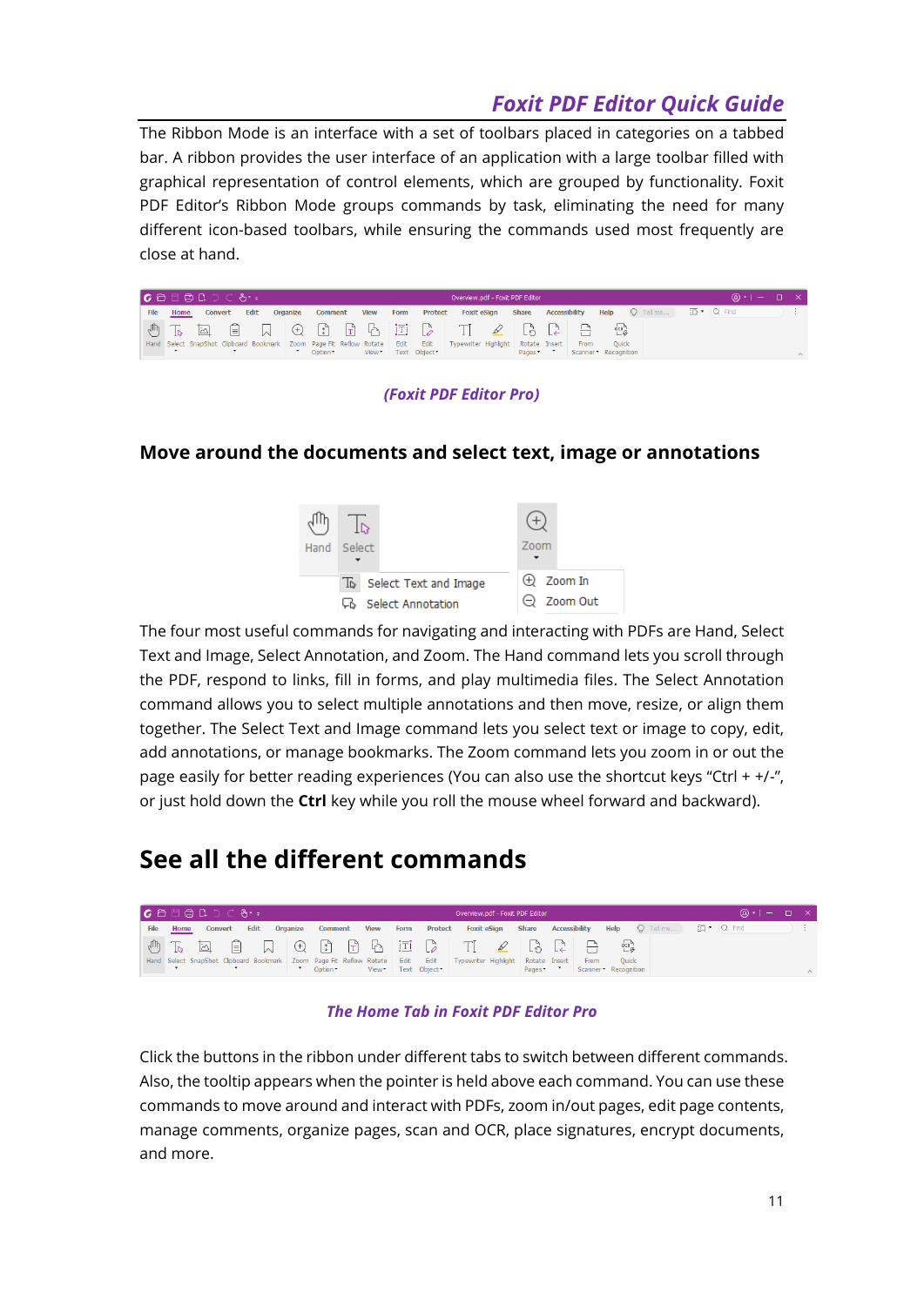The Ribbon Mode is an interface with a set of toolbars placed in categories on a tabbed bar. A ribbon provides the user interface of an application with a large toolbar filled with graphical representation of control elements, which are grouped by functionality. Foxit PDF Editor's Ribbon Mode groups commands by task, eliminating the need for many different icon-based toolbars, while ensuring the commands used most frequently are close at hand.

*(Foxit PDF Editor Pro)*

### Move around the documents and select text, image or annotations

The four most useful commands for navigating and interacting with PDFs are Hand, Select Text and Image, Select Annotation, and Zoom. The Hand command lets you scroll through the PDF, respond to links, fill in forms, and play multimedia files. The Select Annotation command allows you to select multiple annotations and then move, resize, or align them together. The Select Text and Image command lets you select text or image to copy, edit, add annotations, or manage bookmarks. The Zoom command lets you zoom in or out the page easily for better reading experiences (You can also use the shortcut keys "Ctrl + +/-", or just hold down the **Ctrl** key while you roll the mouse wheel forward and backward).

## See all the different commands

*The Home Tab in Foxit PDF Editor Pro*

Click the buttons in the ribbon under different tabs to switch between different commands. Also, the tooltip appears when the pointer is held above each command. You can use these commands to move around and interact with PDFs, zoom in/out pages, edit page contents, manage comments, organize pages, scan and OCR, place signatures, encrypt documents, and more.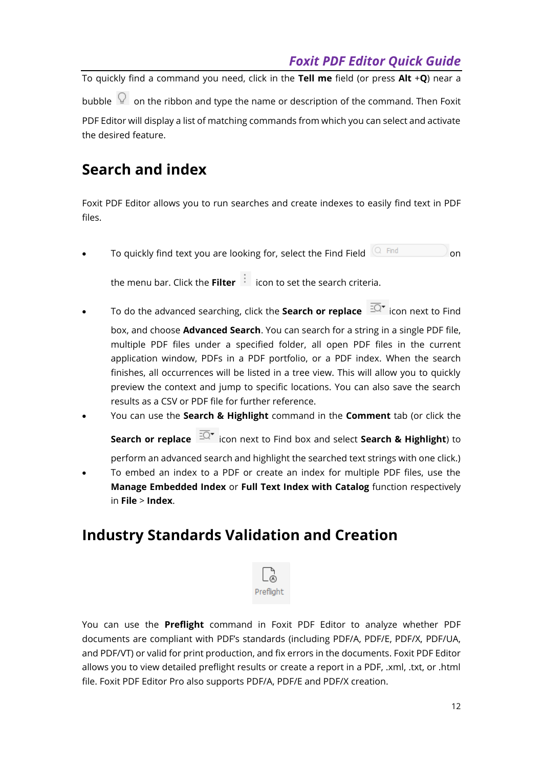To quickly find a command you need, click in the **Tell me** field (or press **Alt** +**Q**) near a bubble on the ribbon and type the name or description of the command. Then Foxit PDF Editor will display a list of matching commands from which you can select and activate the desired feature.

## Search and index

Foxit PDF Editor allows you to run searches and create indexes to easily find text in PDF files.

- To quickly find text you are looking for, select the Find Field on the menu bar. Click the **Filter** icon to set the search criteria.
- To do the advanced searching, click the **Search or replace** icon next to Find box, and choose **Advanced Search**. You can search for a string in a single PDF file, multiple PDF files under a specified folder, all open PDF files in the current application window, PDFs in a PDF portfolio, or a PDF index. When the search finishes, all occurrences will be listed in a tree view. This will allow you to quickly preview the context and jump to specific locations. You can also save the search results as a CSV or PDF file for further reference.
- You can use the **Search & Highlight** command in the **Comment** tab (or click the **Search or replace** icon next to Find box and select **Search & Highlight**) to perform an advanced search and highlight the searched text strings with one click.)
- To embed an index to a PDF or create an index for multiple PDF files, use the **Manage Embedded Index** or **Full Text Index with Catalog** function respectively in **File** > **Index**.

## Industry Standards Validation and Creation

Preflight

You can use the **Preflight** command in Foxit PDF Editor to analyze whether PDF documents are compliant with PDF's standards (including PDF/A, PDF/E, PDF/X, PDF/UA, and PDF/VT) or valid for print production, and fix errors in the documents. Foxit PDF Editor allows you to view detailed preflight results or create a report in a PDF, .xml, .txt, or .html file. Foxit PDF Editor Pro also supports PDF/A, PDF/E and PDF/X creation.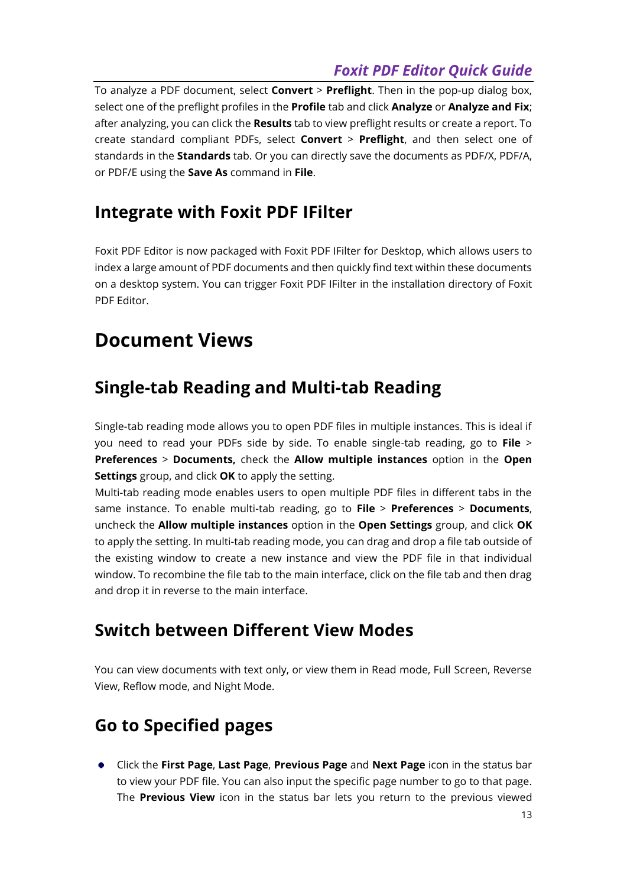To analyze a PDF document, select **Convert** > **Preflight**. Then in the pop-up dialog box, select one of the preflight profiles in the **Profile** tab and click **Analyze** or **Analyze and Fix**; after analyzing, you can click the **Results** tab to view preflight results or create a report. To create standard compliant PDFs, select **Convert** > **Preflight**, and then select one of standards in the **Standards** tab. Or you can directly save the documents as PDF/X, PDF/A, or PDF/E using the **Save As** command in **File**.

## Integrate with Foxit PDF IFilter

Foxit PDF Editor is now packaged with Foxit PDF IFilter for Desktop, which allows users to index a large amount of PDF documents and then quickly find text within these documents on a desktop system. You can trigger Foxit PDF IFilter in the installation directory of Foxit PDF Editor.

# Document Views

## Single-tab Reading and Multi-tab Reading

Single-tab reading mode allows you to open PDF files in multiple instances. This is ideal if you need to read your PDFs side by side. To enable single-tab reading, go to **File** > **Preferences** > **Documents,** check the **Allow multiple instances** option in the **Open Settings** group, and click **OK** to apply the setting.

Multi-tab reading mode enables users to open multiple PDF files in different tabs in the same instance. To enable multi-tab reading, go to **File** > **Preferences** > **Documents**, uncheck the **Allow multiple instances** option in the **Open Settings** group, and click **OK** to apply the setting. In multi-tab reading mode, you can drag and drop a file tab outside of the existing window to create a new instance and view the PDF file in that individual window. To recombine the file tab to the main interface, click on the file tab and then drag and drop it in reverse to the main interface.

## Switch between Different View Modes

You can view documents with text only, or view them in Read mode, Full Screen, Reverse View, Reflow mode, and Night Mode.

## Go to Specified pages

- Click the **First Page**, **Last Page**, **Previous Page** and **Next Page** icon in the status bar to view your PDF file. You can also input the specific page number to go to that page. The **Previous View** icon in the status bar lets you return to the previous viewed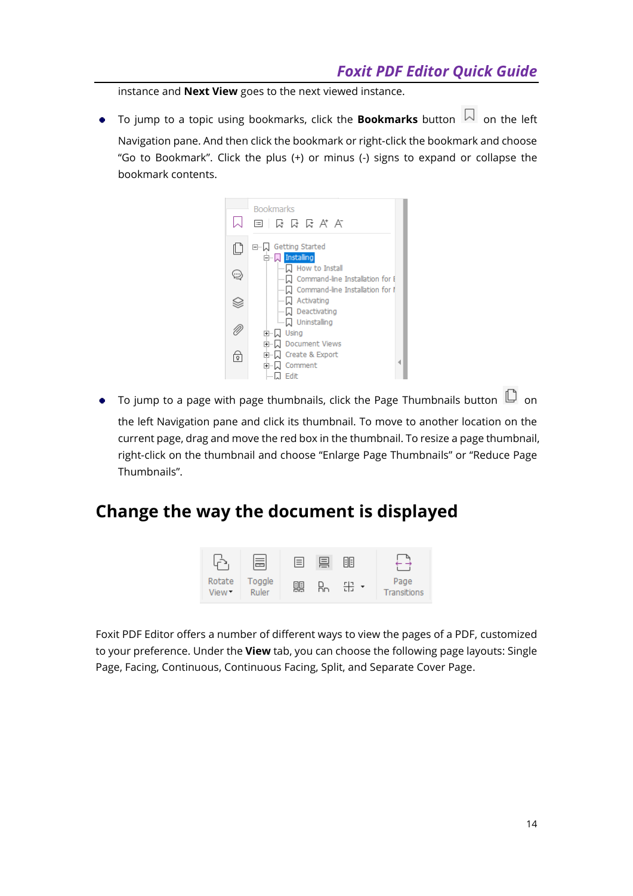instance and **Next View** goes to the next viewed instance.

- To jump to a topic using bookmarks, click the **Bookmarks** button on the left Navigation pane. And then click the bookmark or right-click the bookmark and choose "Go to Bookmark". Click the plus (+) or minus (-) signs to expand or collapse the bookmark contents.

- To jump to a page with page thumbnails, click the Page Thumbnails button on the left Navigation pane and click its thumbnail. To move to another location on the current page, drag and move the red box in the thumbnail. To resize a page thumbnail, right-click on the thumbnail and choose "Enlarge Page Thumbnails" or "Reduce Page Thumbnails".

## Change the way the document is displayed

Foxit PDF Editor offers a number of different ways to view the pages of a PDF, customized to your preference. Under the **View** tab, you can choose the following page layouts: Single Page, Facing, Continuous, Continuous Facing, Split, and Separate Cover Page.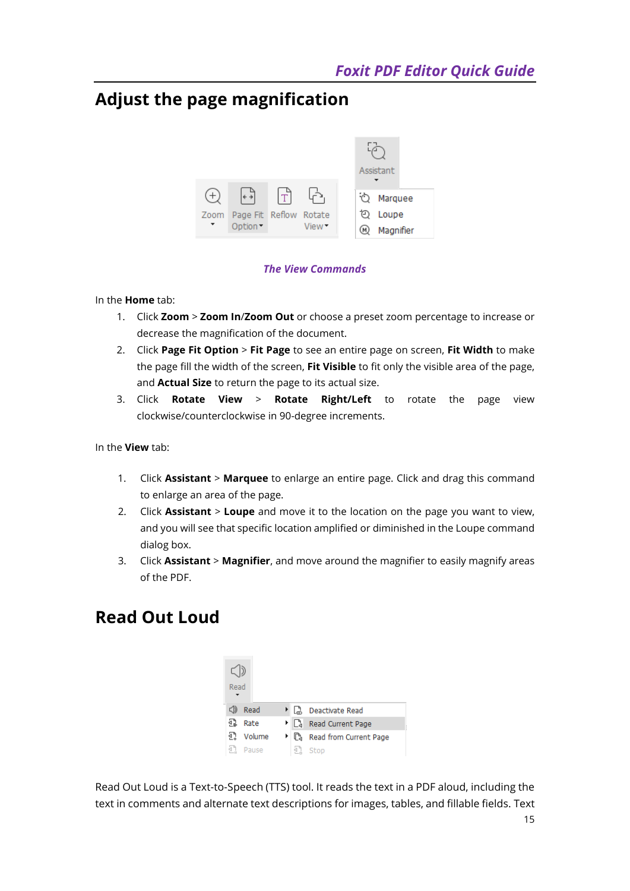# Adjust the page magnification

*The View Commands*

In the **Home** tab:

1. Click **Zoom** > **Zoom In**/**Zoom Out** or choose a preset zoom percentage to increase or decrease the magnification of the document.
2. Click **Page Fit Option** > **Fit Page** to see an entire page on screen, **Fit Width** to make the page fill the width of the screen, **Fit Visible** to fit only the visible area of the page, and **Actual Size** to return the page to its actual size.
3. Click **Rotate View** > **Rotate Right/Left** to rotate the page view clockwise/counterclockwise in 90-degree increments.

In the **View** tab:

1. Click **Assistant** > **Marquee** to enlarge an entire page. Click and drag this command to enlarge an area of the page.
2. Click **Assistant** > **Loupe** and move it to the location on the page you want to view, and you will see that specific location amplified or diminished in the Loupe command dialog box.
3. Click **Assistant** > **Magnifier**, and move around the magnifier to easily magnify areas of the PDF.

# Read Out Loud

Read Out Loud is a Text-to-Speech (TTS) tool. It reads the text in a PDF aloud, including the text in comments and alternate text descriptions for images, tables, and fillable fields. Text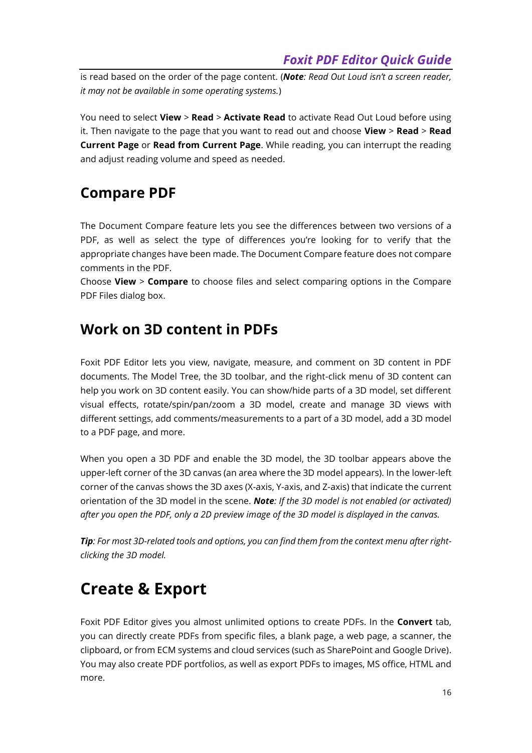is read based on the order of the page content. (***Note****: Read Out Loud isn't a screen reader, it may not be available in some operating systems.*)

You need to select **View** > **Read** > **Activate Read** to activate Read Out Loud before using it. Then navigate to the page that you want to read out and choose **View** > **Read** > **Read Current Page** or **Read from Current Page**. While reading, you can interrupt the reading and adjust reading volume and speed as needed.

## Compare PDF

The Document Compare feature lets you see the differences between two versions of a PDF, as well as select the type of differences you're looking for to verify that the appropriate changes have been made. The Document Compare feature does not compare comments in the PDF.
Choose **View** > **Compare** to choose files and select comparing options in the Compare PDF Files dialog box.

## Work on 3D content in PDFs

Foxit PDF Editor lets you view, navigate, measure, and comment on 3D content in PDF documents. The Model Tree, the 3D toolbar, and the right-click menu of 3D content can help you work on 3D content easily. You can show/hide parts of a 3D model, set different visual effects, rotate/spin/pan/zoom a 3D model, create and manage 3D views with different settings, add comments/measurements to a part of a 3D model, add a 3D model to a PDF page, and more.

When you open a 3D PDF and enable the 3D model, the 3D toolbar appears above the upper-left corner of the 3D canvas (an area where the 3D model appears). In the lower-left corner of the canvas shows the 3D axes (X-axis, Y-axis, and Z-axis) that indicate the current orientation of the 3D model in the scene. ***Note****: If the 3D model is not enabled (or activated) after you open the PDF, only a 2D preview image of the 3D model is displayed in the canvas.*

***Tip****: For most 3D-related tools and options, you can find them from the context menu after right-clicking the 3D model.*

# Create & Export

Foxit PDF Editor gives you almost unlimited options to create PDFs. In the **Convert** tab, you can directly create PDFs from specific files, a blank page, a web page, a scanner, the clipboard, or from ECM systems and cloud services (such as SharePoint and Google Drive). You may also create PDF portfolios, as well as export PDFs to images, MS office, HTML and more.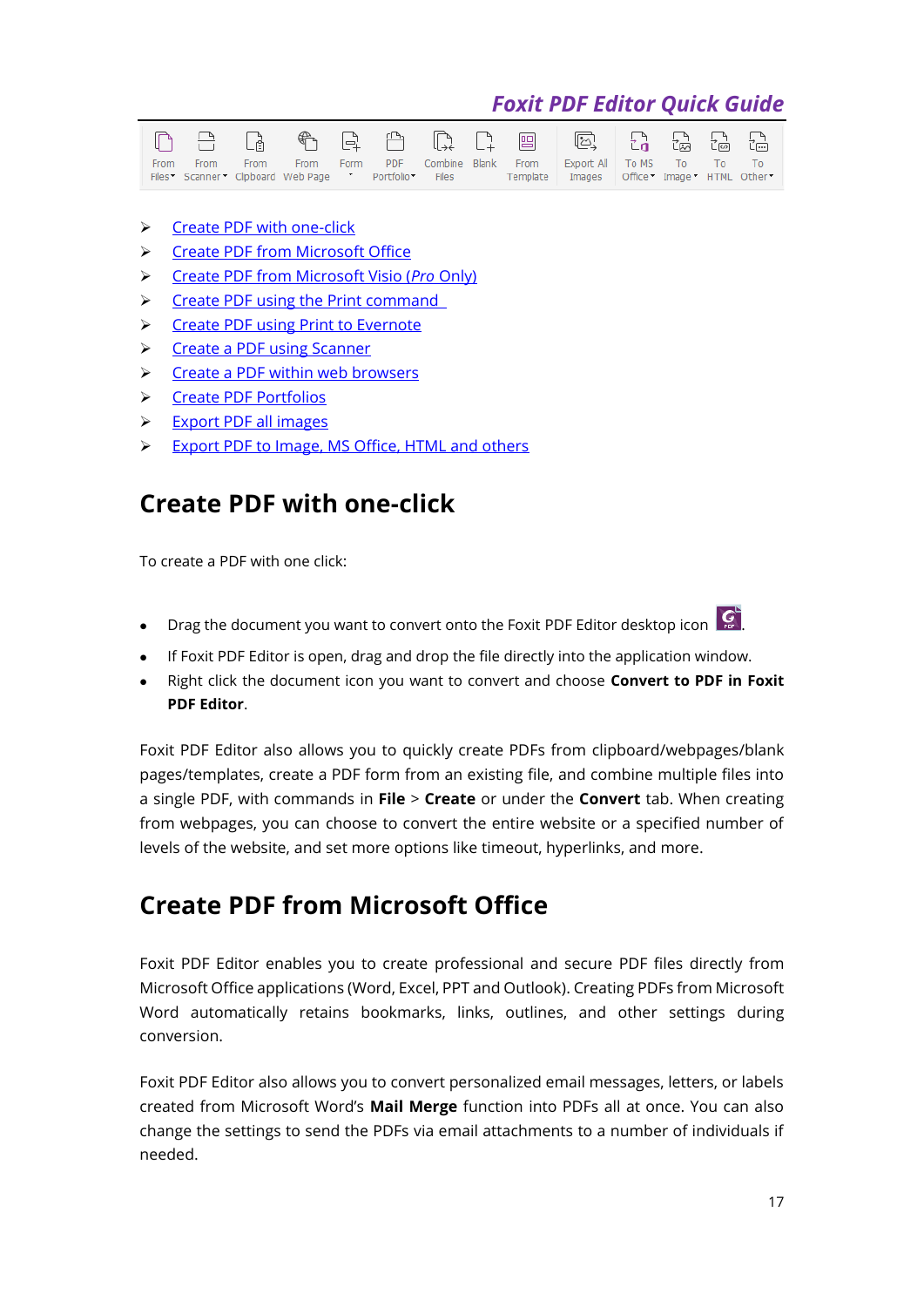- Create PDF with one-click
- Create PDF from Microsoft Office
- Create PDF from Microsoft Visio (*Pro* Only)
- Create PDF using the Print command
- Create PDF using Print to Evernote
- Create a PDF using Scanner
- Create a PDF within web browsers
- Create PDF Portfolios
- Export PDF all images
- Export PDF to Image, MS Office, HTML and others

## Create PDF with one-click

To create a PDF with one click:

- Drag the document you want to convert onto the Foxit PDF Editor desktop icon .
- If Foxit PDF Editor is open, drag and drop the file directly into the application window.
- Right click the document icon you want to convert and choose **Convert to PDF in Foxit PDF Editor**.

Foxit PDF Editor also allows you to quickly create PDFs from clipboard/webpages/blank pages/templates, create a PDF form from an existing file, and combine multiple files into a single PDF, with commands in **File** > **Create** or under the **Convert** tab. When creating from webpages, you can choose to convert the entire website or a specified number of levels of the website, and set more options like timeout, hyperlinks, and more.

## Create PDF from Microsoft Office

Foxit PDF Editor enables you to create professional and secure PDF files directly from Microsoft Office applications (Word, Excel, PPT and Outlook). Creating PDFs from Microsoft Word automatically retains bookmarks, links, outlines, and other settings during conversion.

Foxit PDF Editor also allows you to convert personalized email messages, letters, or labels created from Microsoft Word's **Mail Merge** function into PDFs all at once. You can also change the settings to send the PDFs via email attachments to a number of individuals if needed.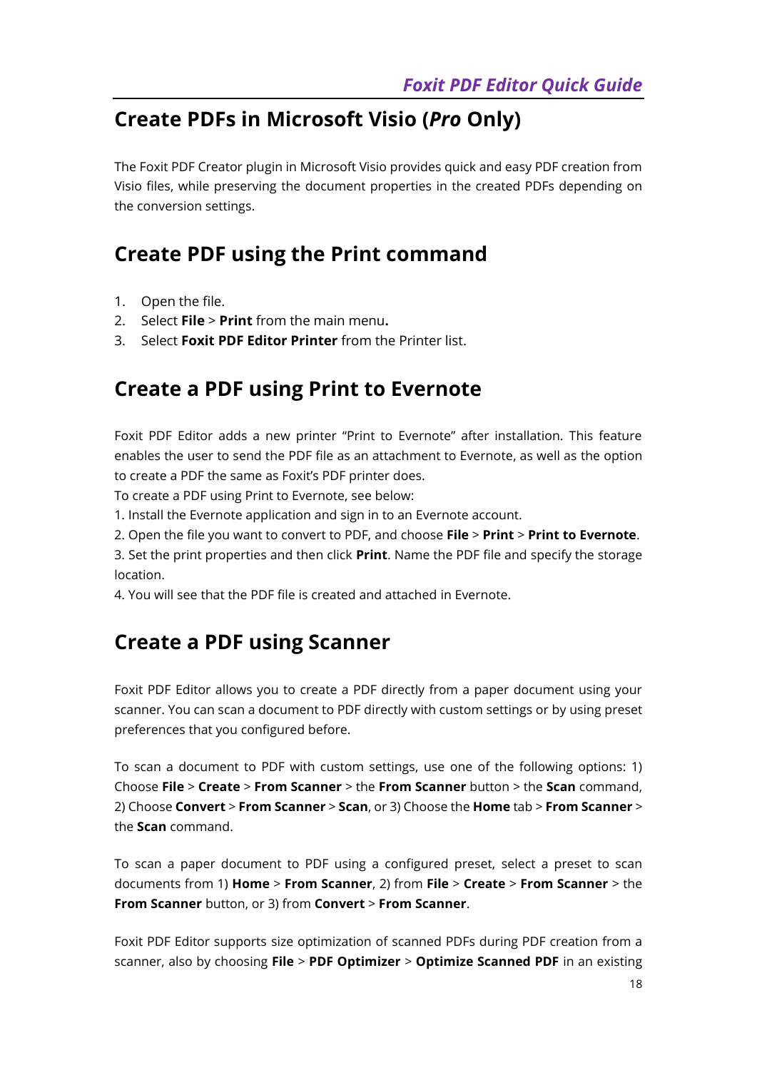## Create PDFs in Microsoft Visio (*Pro* Only)

The Foxit PDF Creator plugin in Microsoft Visio provides quick and easy PDF creation from Visio files, while preserving the document properties in the created PDFs depending on the conversion settings.

## Create PDF using the Print command

1. Open the file.
2. Select **File** > **Print** from the main menu**.**
3. Select **Foxit PDF Editor Printer** from the Printer list.

## Create a PDF using Print to Evernote

Foxit PDF Editor adds a new printer "Print to Evernote" after installation. This feature enables the user to send the PDF file as an attachment to Evernote, as well as the option to create a PDF the same as Foxit's PDF printer does.

To create a PDF using Print to Evernote, see below:

1. Install the Evernote application and sign in to an Evernote account.
2. Open the file you want to convert to PDF, and choose **File** > **Print** > **Print to Evernote**.
3. Set the print properties and then click **Print**. Name the PDF file and specify the storage location.
4. You will see that the PDF file is created and attached in Evernote.

## Create a PDF using Scanner

Foxit PDF Editor allows you to create a PDF directly from a paper document using your scanner. You can scan a document to PDF directly with custom settings or by using preset preferences that you configured before.

To scan a document to PDF with custom settings, use one of the following options: 1) Choose **File** > **Create** > **From Scanner** > the **From Scanner** button > the **Scan** command, 2) Choose **Convert** > **From Scanner** > **Scan**, or 3) Choose the **Home** tab > **From Scanner** > the **Scan** command.

To scan a paper document to PDF using a configured preset, select a preset to scan documents from 1) **Home** > **From Scanner**, 2) from **File** > **Create** > **From Scanner** > the **From Scanner** button, or 3) from **Convert** > **From Scanner**.

Foxit PDF Editor supports size optimization of scanned PDFs during PDF creation from a scanner, also by choosing **File** > **PDF Optimizer** > **Optimize Scanned PDF** in an existing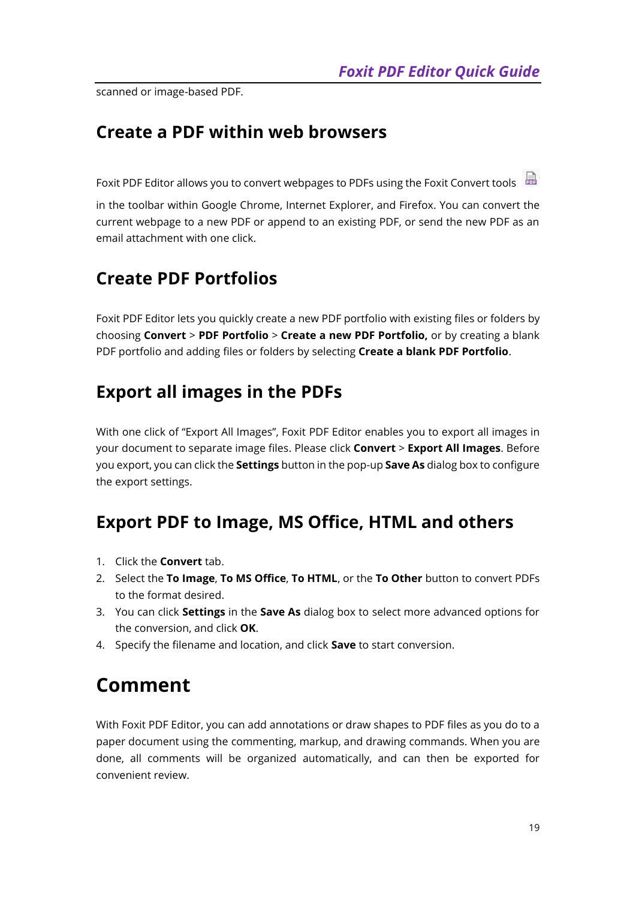scanned or image-based PDF.

## Create a PDF within web browsers

Foxit PDF Editor allows you to convert webpages to PDFs using the Foxit Convert tools in the toolbar within Google Chrome, Internet Explorer, and Firefox. You can convert the current webpage to a new PDF or append to an existing PDF, or send the new PDF as an email attachment with one click.

## Create PDF Portfolios

Foxit PDF Editor lets you quickly create a new PDF portfolio with existing files or folders by choosing **Convert** > **PDF Portfolio** > **Create a new PDF Portfolio,** or by creating a blank PDF portfolio and adding files or folders by selecting **Create a blank PDF Portfolio**.

## Export all images in the PDFs

With one click of "Export All Images", Foxit PDF Editor enables you to export all images in your document to separate image files. Please click **Convert** > **Export All Images**. Before you export, you can click the **Settings** button in the pop-up **Save As** dialog box to configure the export settings.

## Export PDF to Image, MS Office, HTML and others

1. Click the **Convert** tab.
2. Select the **To Image**, **To MS Office**, **To HTML**, or the **To Other** button to convert PDFs to the format desired.
3. You can click **Settings** in the **Save As** dialog box to select more advanced options for the conversion, and click **OK**.
4. Specify the filename and location, and click **Save** to start conversion.

# Comment

With Foxit PDF Editor, you can add annotations or draw shapes to PDF files as you do to a paper document using the commenting, markup, and drawing commands. When you are done, all comments will be organized automatically, and can then be exported for convenient review.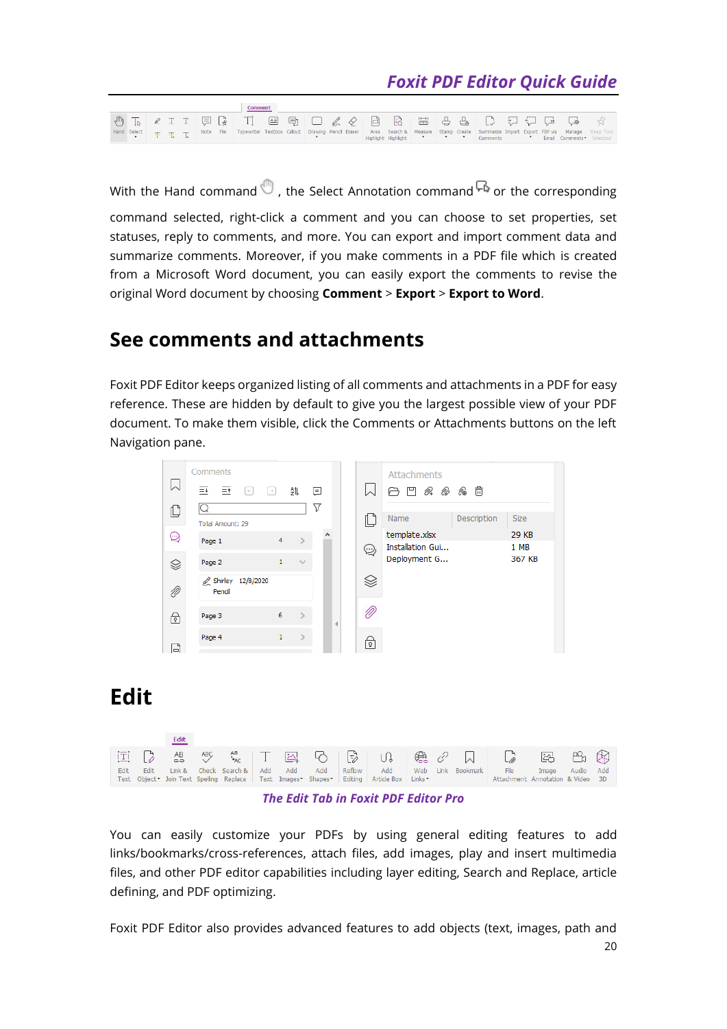With the Hand command , the Select Annotation command or the corresponding command selected, right-click a comment and you can choose to set properties, set statuses, reply to comments, and more. You can export and import comment data and summarize comments. Moreover, if you make comments in a PDF file which is created from a Microsoft Word document, you can easily export the comments to revise the original Word document by choosing **Comment** > **Export** > **Export to Word**.

## See comments and attachments

Foxit PDF Editor keeps organized listing of all comments and attachments in a PDF for easy reference. These are hidden by default to give you the largest possible view of your PDF document. To make them visible, click the Comments or Attachments buttons on the left Navigation pane.

# Edit

*The Edit Tab in Foxit PDF Editor Pro*

You can easily customize your PDFs by using general editing features to add links/bookmarks/cross-references, attach files, add images, play and insert multimedia files, and other PDF editor capabilities including layer editing, Search and Replace, article defining, and PDF optimizing.

Foxit PDF Editor also provides advanced features to add objects (text, images, path and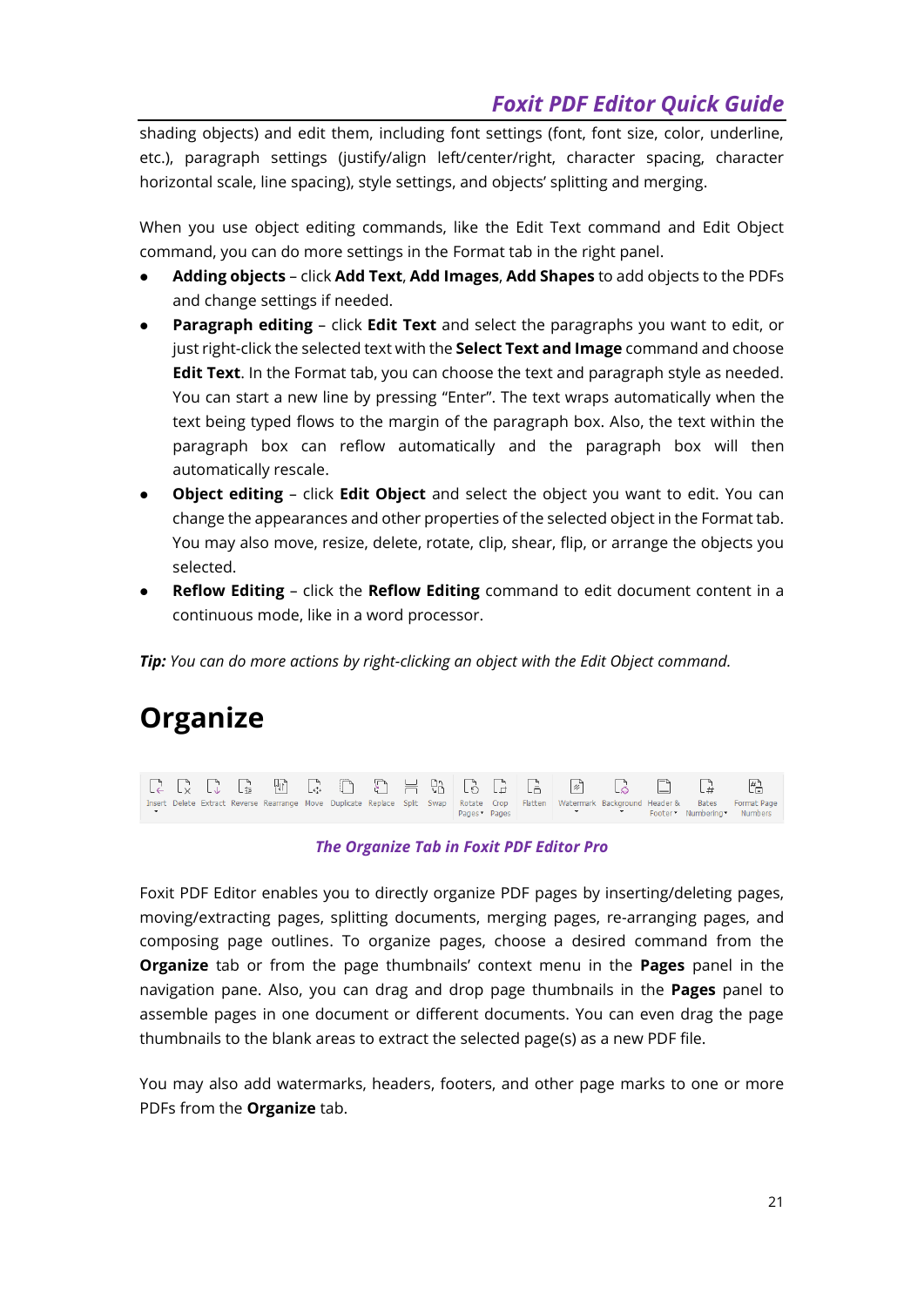shading objects) and edit them, including font settings (font, font size, color, underline, etc.), paragraph settings (justify/align left/center/right, character spacing, character horizontal scale, line spacing), style settings, and objects' splitting and merging.

When you use object editing commands, like the Edit Text command and Edit Object command, you can do more settings in the Format tab in the right panel.

- **Adding objects** – click **Add Text**, **Add Images**, **Add Shapes** to add objects to the PDFs and change settings if needed.
- **Paragraph editing** – click **Edit Text** and select the paragraphs you want to edit, or just right-click the selected text with the **Select Text and Image** command and choose **Edit Text**. In the Format tab, you can choose the text and paragraph style as needed. You can start a new line by pressing "Enter". The text wraps automatically when the text being typed flows to the margin of the paragraph box. Also, the text within the paragraph box can reflow automatically and the paragraph box will then automatically rescale.
- **Object editing** – click **Edit Object** and select the object you want to edit. You can change the appearances and other properties of the selected object in the Format tab. You may also move, resize, delete, rotate, clip, shear, flip, or arrange the objects you selected.
- **Reflow Editing** – click the **Reflow Editing** command to edit document content in a continuous mode, like in a word processor.

***Tip:*** *You can do more actions by right-clicking an object with the Edit Object command.*

# Organize

Insert Delete Extract Reverse Rearrange Move Duplicate Replace Split Swap Rotate Pages Crop Pages Flatten Watermark Background Header & Footer Bates Numbering Format Page Numbers

***The Organize Tab in Foxit PDF Editor Pro***

Foxit PDF Editor enables you to directly organize PDF pages by inserting/deleting pages, moving/extracting pages, splitting documents, merging pages, re-arranging pages, and composing page outlines. To organize pages, choose a desired command from the **Organize** tab or from the page thumbnails' context menu in the **Pages** panel in the navigation pane. Also, you can drag and drop page thumbnails in the **Pages** panel to assemble pages in one document or different documents. You can even drag the page thumbnails to the blank areas to extract the selected page(s) as a new PDF file.

You may also add watermarks, headers, footers, and other page marks to one or more PDFs from the **Organize** tab.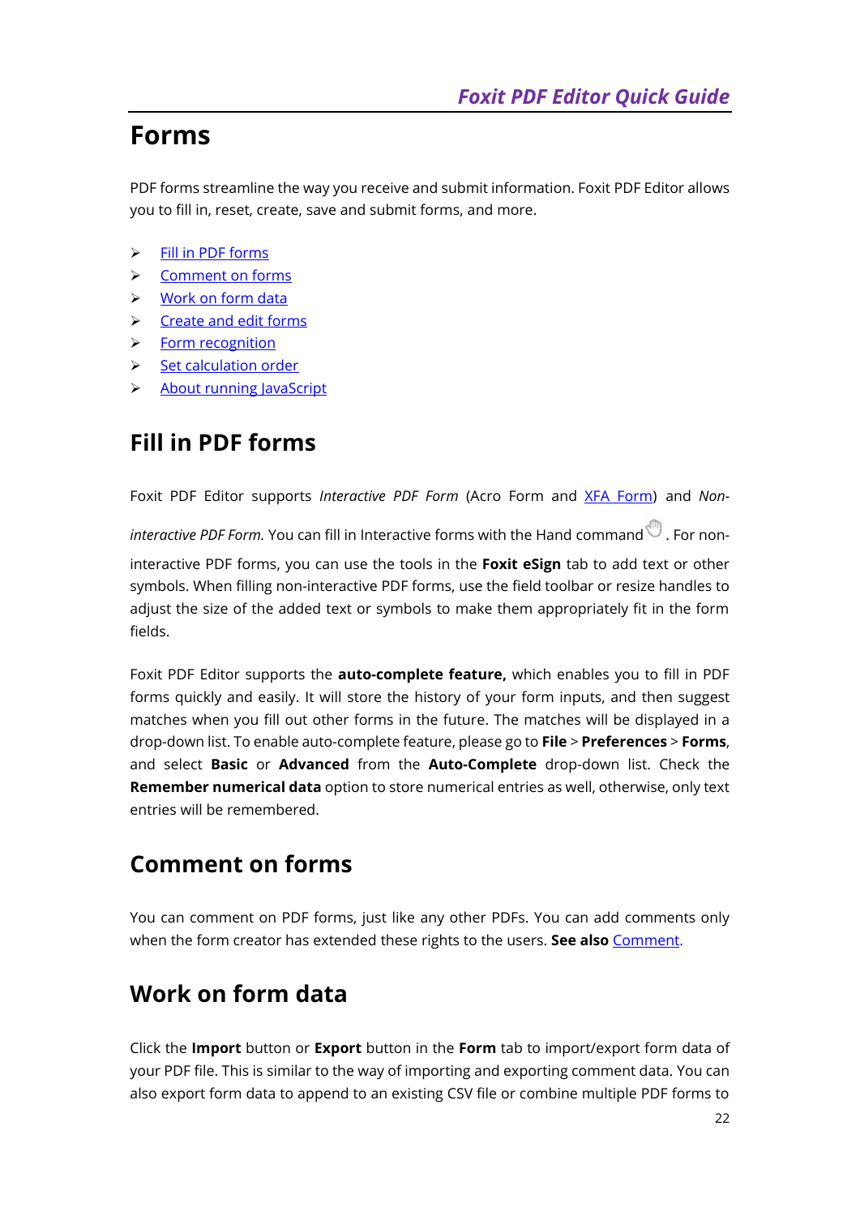# Forms

PDF forms streamline the way you receive and submit information. Foxit PDF Editor allows you to fill in, reset, create, save and submit forms, and more.

- Fill in PDF forms
- Comment on forms
- Work on form data
- Create and edit forms
- Form recognition
- Set calculation order
- About running JavaScript

## Fill in PDF forms

Foxit PDF Editor supports *Interactive PDF Form* (Acro Form and XFA Form) and *Non-interactive PDF Form.* You can fill in Interactive forms with the Hand command. For non-interactive PDF forms, you can use the tools in the **Foxit eSign** tab to add text or other symbols. When filling non-interactive PDF forms, use the field toolbar or resize handles to adjust the size of the added text or symbols to make them appropriately fit in the form fields.

Foxit PDF Editor supports the **auto-complete feature,** which enables you to fill in PDF forms quickly and easily. It will store the history of your form inputs, and then suggest matches when you fill out other forms in the future. The matches will be displayed in a drop-down list. To enable auto-complete feature, please go to **File** > **Preferences** > **Forms**, and select **Basic** or **Advanced** from the **Auto-Complete** drop-down list. Check the **Remember numerical data** option to store numerical entries as well, otherwise, only text entries will be remembered.

## Comment on forms

You can comment on PDF forms, just like any other PDFs. You can add comments only when the form creator has extended these rights to the users. **See also** Comment.

## Work on form data

Click the **Import** button or **Export** button in the **Form** tab to import/export form data of your PDF file. This is similar to the way of importing and exporting comment data. You can also export form data to append to an existing CSV file or combine multiple PDF forms to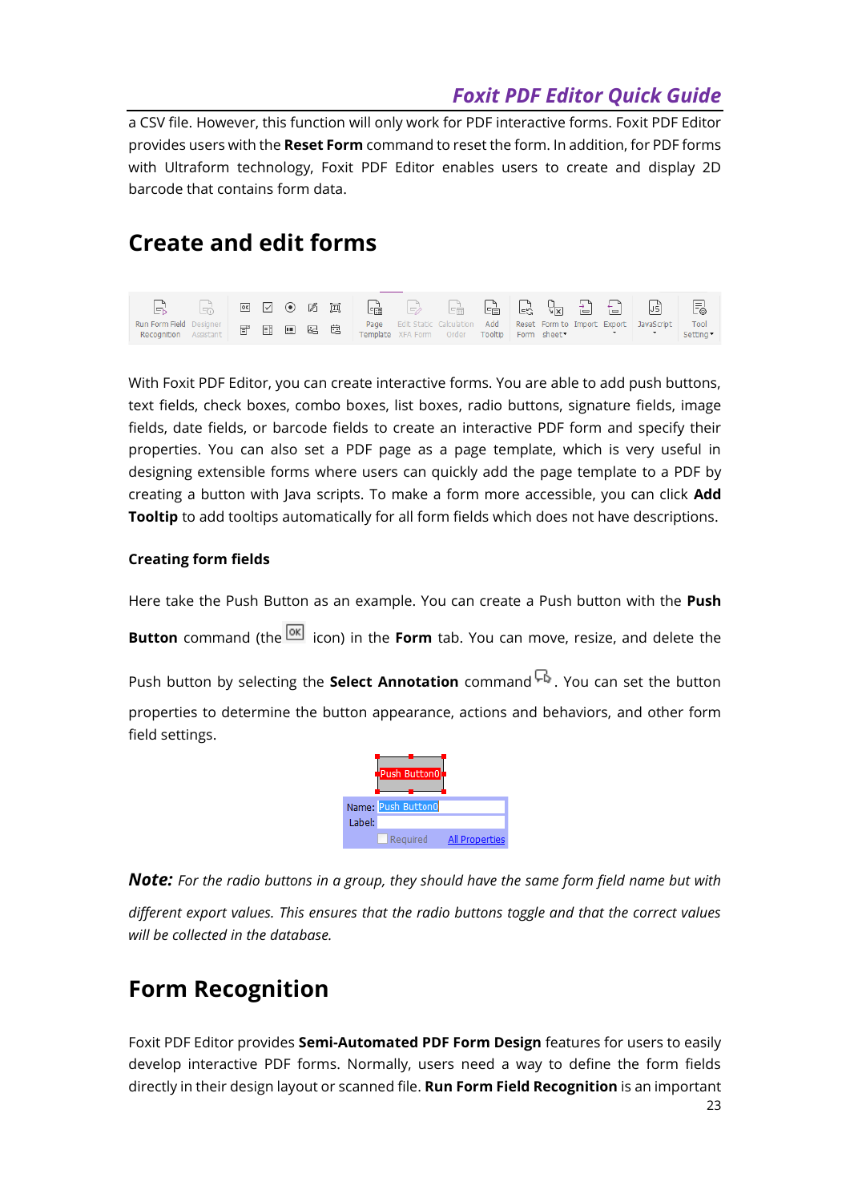a CSV file. However, this function will only work for PDF interactive forms. Foxit PDF Editor provides users with the **Reset Form** command to reset the form. In addition, for PDF forms with Ultraform technology, Foxit PDF Editor enables users to create and display 2D barcode that contains form data.

# Create and edit forms

With Foxit PDF Editor, you can create interactive forms. You are able to add push buttons, text fields, check boxes, combo boxes, list boxes, radio buttons, signature fields, image fields, date fields, or barcode fields to create an interactive PDF form and specify their properties. You can also set a PDF page as a page template, which is very useful in designing extensible forms where users can quickly add the page template to a PDF by creating a button with Java scripts. To make a form more accessible, you can click **Add Tooltip** to add tooltips automatically for all form fields which does not have descriptions.

### Creating form fields

Here take the Push Button as an example. You can create a Push button with the **Push Button** command (the icon) in the **Form** tab. You can move, resize, and delete the Push button by selecting the **Select Annotation** command. You can set the button properties to determine the button appearance, actions and behaviors, and other form field settings.

***Note:*** *For the radio buttons in a group, they should have the same form field name but with different export values. This ensures that the radio buttons toggle and that the correct values will be collected in the database.*

# Form Recognition

Foxit PDF Editor provides **Semi-Automated PDF Form Design** features for users to easily develop interactive PDF forms. Normally, users need a way to define the form fields directly in their design layout or scanned file. **Run Form Field Recognition** is an important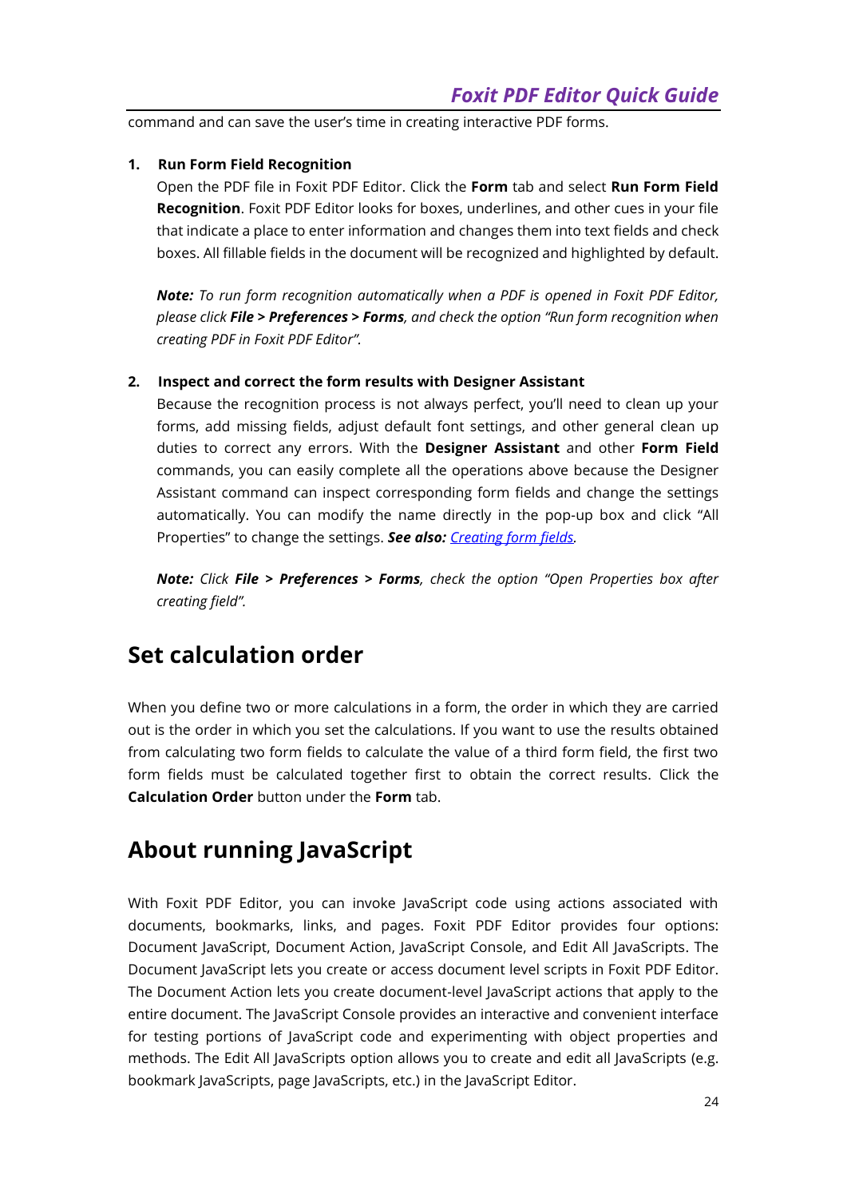command and can save the user's time in creating interactive PDF forms.

1. **Run Form Field Recognition**

   Open the PDF file in Foxit PDF Editor. Click the **Form** tab and select **Run Form Field Recognition**. Foxit PDF Editor looks for boxes, underlines, and other cues in your file that indicate a place to enter information and changes them into text fields and check boxes. All fillable fields in the document will be recognized and highlighted by default.

   ***Note:*** *To run form recognition automatically when a PDF is opened in Foxit PDF Editor, please click* ***File > Preferences > Forms****, and check the option "Run form recognition when creating PDF in Foxit PDF Editor".*

2. **Inspect and correct the form results with Designer Assistant**

   Because the recognition process is not always perfect, you'll need to clean up your forms, add missing fields, adjust default font settings, and other general clean up duties to correct any errors. With the **Designer Assistant** and other **Form Field** commands, you can easily complete all the operations above because the Designer Assistant command can inspect corresponding form fields and change the settings automatically. You can modify the name directly in the pop-up box and click "All Properties" to change the settings. ***See also:*** *Creating form fields.*

   ***Note:*** *Click* ***File > Preferences > Forms****, check the option "Open Properties box after creating field".*

## Set calculation order

When you define two or more calculations in a form, the order in which they are carried out is the order in which you set the calculations. If you want to use the results obtained from calculating two form fields to calculate the value of a third form field, the first two form fields must be calculated together first to obtain the correct results. Click the **Calculation Order** button under the **Form** tab.

## About running JavaScript

With Foxit PDF Editor, you can invoke JavaScript code using actions associated with documents, bookmarks, links, and pages. Foxit PDF Editor provides four options: Document JavaScript, Document Action, JavaScript Console, and Edit All JavaScripts. The Document JavaScript lets you create or access document level scripts in Foxit PDF Editor. The Document Action lets you create document-level JavaScript actions that apply to the entire document. The JavaScript Console provides an interactive and convenient interface for testing portions of JavaScript code and experimenting with object properties and methods. The Edit All JavaScripts option allows you to create and edit all JavaScripts (e.g. bookmark JavaScripts, page JavaScripts, etc.) in the JavaScript Editor.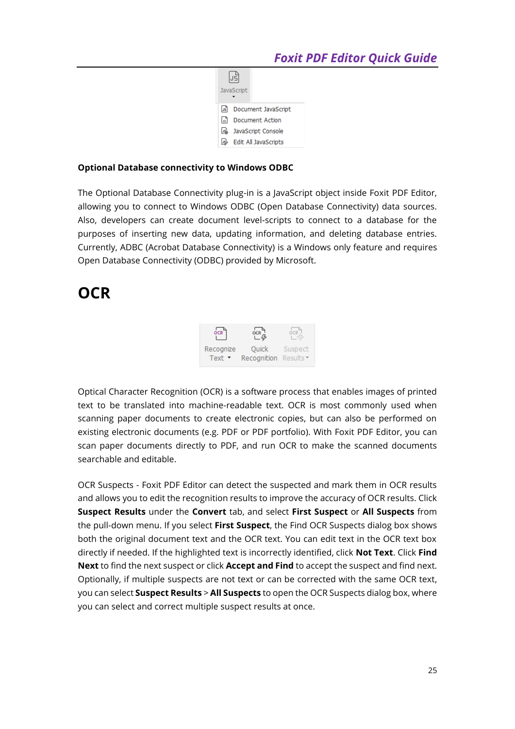**Optional Database connectivity to Windows ODBC**

The Optional Database Connectivity plug-in is a JavaScript object inside Foxit PDF Editor, allowing you to connect to Windows ODBC (Open Database Connectivity) data sources. Also, developers can create document level-scripts to connect to a database for the purposes of inserting new data, updating information, and deleting database entries. Currently, ADBC (Acrobat Database Connectivity) is a Windows only feature and requires Open Database Connectivity (ODBC) provided by Microsoft.

# OCR

Optical Character Recognition (OCR) is a software process that enables images of printed text to be translated into machine-readable text. OCR is most commonly used when scanning paper documents to create electronic copies, but can also be performed on existing electronic documents (e.g. PDF or PDF portfolio). With Foxit PDF Editor, you can scan paper documents directly to PDF, and run OCR to make the scanned documents searchable and editable.

OCR Suspects - Foxit PDF Editor can detect the suspected and mark them in OCR results and allows you to edit the recognition results to improve the accuracy of OCR results. Click **Suspect Results** under the **Convert** tab, and select **First Suspect** or **All Suspects** from the pull-down menu. If you select **First Suspect**, the Find OCR Suspects dialog box shows both the original document text and the OCR text. You can edit text in the OCR text box directly if needed. If the highlighted text is incorrectly identified, click **Not Text**. Click **Find Next** to find the next suspect or click **Accept and Find** to accept the suspect and find next. Optionally, if multiple suspects are not text or can be corrected with the same OCR text, you can select **Suspect Results** > **All Suspects** to open the OCR Suspects dialog box, where you can select and correct multiple suspect results at once.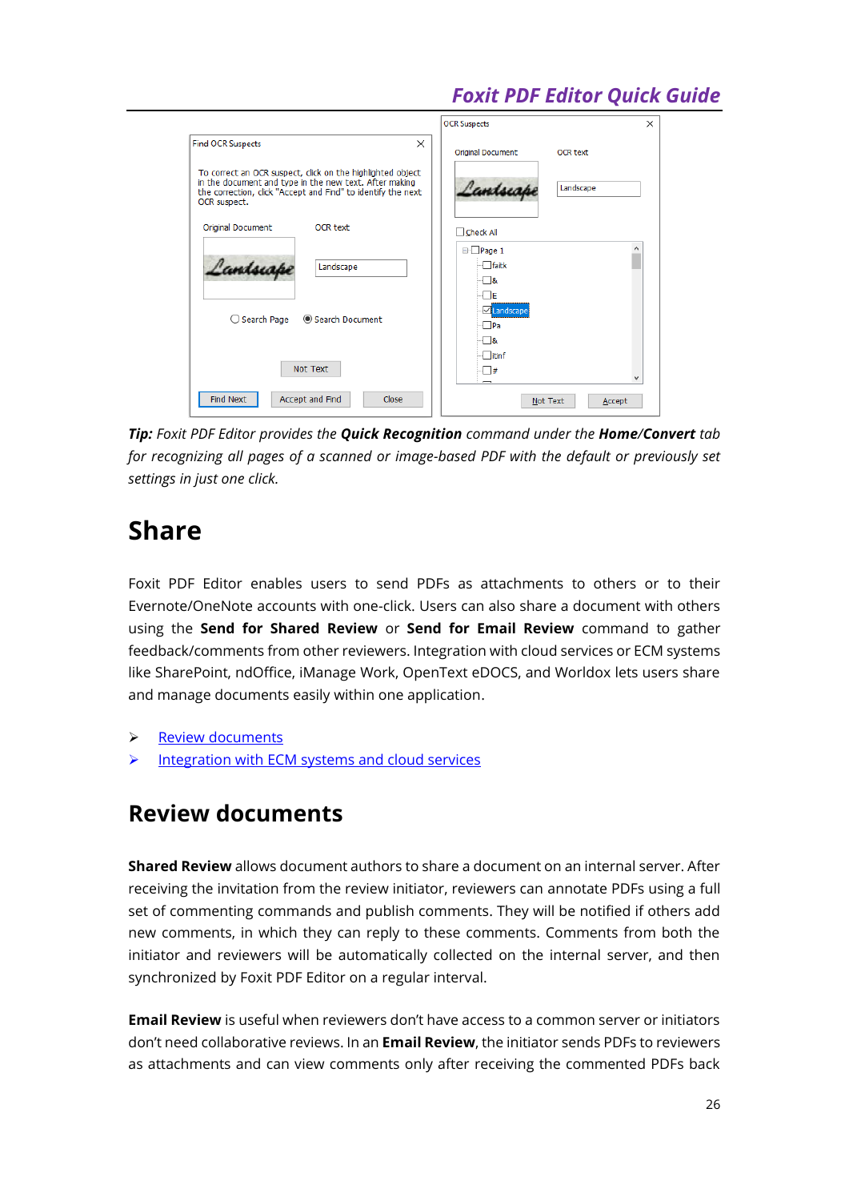***Tip:*** *Foxit PDF Editor provides the* ***Quick Recognition*** *command under the* ***Home/Convert*** *tab for recognizing all pages of a scanned or image-based PDF with the default or previously set settings in just one click.*

# Share

Foxit PDF Editor enables users to send PDFs as attachments to others or to their Evernote/OneNote accounts with one-click. Users can also share a document with others using the **Send for Shared Review** or **Send for Email Review** command to gather feedback/comments from other reviewers. Integration with cloud services or ECM systems like SharePoint, ndOffice, iManage Work, OpenText eDOCS, and Worldox lets users share and manage documents easily within one application.

- Review documents
- Integration with ECM systems and cloud services

## Review documents

**Shared Review** allows document authors to share a document on an internal server. After receiving the invitation from the review initiator, reviewers can annotate PDFs using a full set of commenting commands and publish comments. They will be notified if others add new comments, in which they can reply to these comments. Comments from both the initiator and reviewers will be automatically collected on the internal server, and then synchronized by Foxit PDF Editor on a regular interval.

**Email Review** is useful when reviewers don't have access to a common server or initiators don't need collaborative reviews. In an **Email Review**, the initiator sends PDFs to reviewers as attachments and can view comments only after receiving the commented PDFs back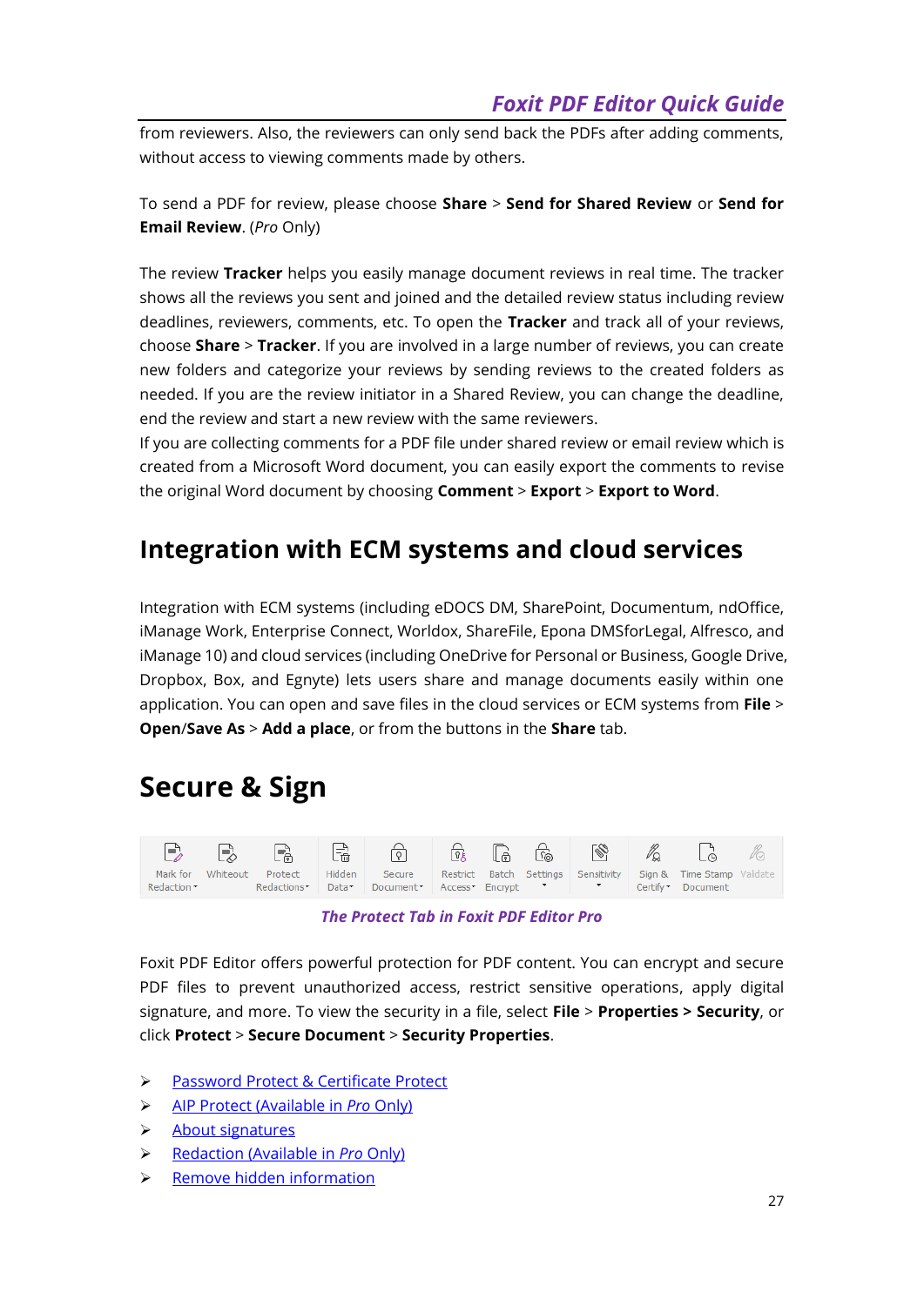from reviewers. Also, the reviewers can only send back the PDFs after adding comments, without access to viewing comments made by others.

To send a PDF for review, please choose **Share** > **Send for Shared Review** or **Send for Email Review**. (*Pro* Only)

The review **Tracker** helps you easily manage document reviews in real time. The tracker shows all the reviews you sent and joined and the detailed review status including review deadlines, reviewers, comments, etc. To open the **Tracker** and track all of your reviews, choose **Share** > **Tracker**. If you are involved in a large number of reviews, you can create new folders and categorize your reviews by sending reviews to the created folders as needed. If you are the review initiator in a Shared Review, you can change the deadline, end the review and start a new review with the same reviewers.
If you are collecting comments for a PDF file under shared review or email review which is created from a Microsoft Word document, you can easily export the comments to revise the original Word document by choosing **Comment** > **Export** > **Export to Word**.

## Integration with ECM systems and cloud services

Integration with ECM systems (including eDOCS DM, SharePoint, Documentum, ndOffice, iManage Work, Enterprise Connect, Worldox, ShareFile, Epona DMSforLegal, Alfresco, and iManage 10) and cloud services (including OneDrive for Personal or Business, Google Drive, Dropbox, Box, and Egnyte) lets users share and manage documents easily within one application. You can open and save files in the cloud services or ECM systems from **File** > **Open**/**Save As** > **Add a place**, or from the buttons in the **Share** tab.

# Secure & Sign

Mark for Redaction | Whiteout | Protect Redactions | Hidden Data | Secure Document | Restrict Access | Batch Encrypt | Settings | Sensitivity | Sign & Certify | Time Stamp Document | Validate

*The Protect Tab in Foxit PDF Editor Pro*

Foxit PDF Editor offers powerful protection for PDF content. You can encrypt and secure PDF files to prevent unauthorized access, restrict sensitive operations, apply digital signature, and more. To view the security in a file, select **File** > **Properties > Security**, or click **Protect** > **Secure Document** > **Security Properties**.

- Password Protect & Certificate Protect
- AIP Protect (Available in *Pro* Only)
- About signatures
- Redaction (Available in *Pro* Only)
- Remove hidden information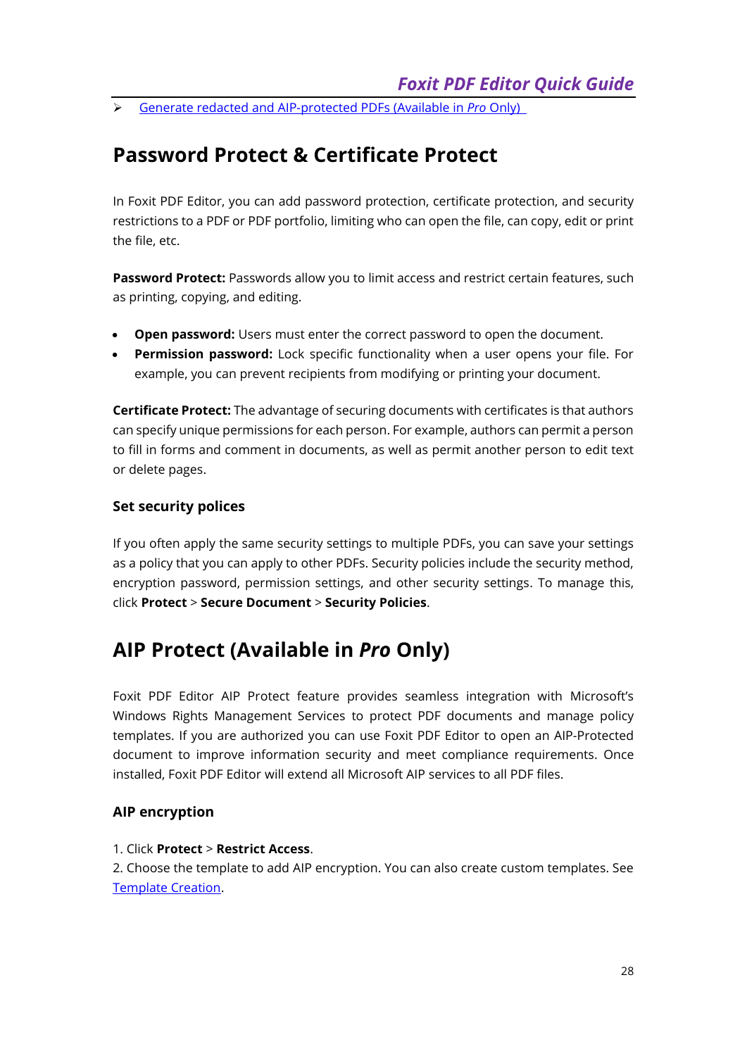- [Generate redacted and AIP-protected PDFs (Available in *Pro* Only)]

## Password Protect & Certificate Protect

In Foxit PDF Editor, you can add password protection, certificate protection, and security restrictions to a PDF or PDF portfolio, limiting who can open the file, can copy, edit or print the file, etc.

**Password Protect:** Passwords allow you to limit access and restrict certain features, such as printing, copying, and editing.

- **Open password:** Users must enter the correct password to open the document.
- **Permission password:** Lock specific functionality when a user opens your file. For example, you can prevent recipients from modifying or printing your document.

**Certificate Protect:** The advantage of securing documents with certificates is that authors can specify unique permissions for each person. For example, authors can permit a person to fill in forms and comment in documents, as well as permit another person to edit text or delete pages.

### Set security polices

If you often apply the same security settings to multiple PDFs, you can save your settings as a policy that you can apply to other PDFs. Security policies include the security method, encryption password, permission settings, and other security settings. To manage this, click **Protect** > **Secure Document** > **Security Policies**.

## AIP Protect (Available in *Pro* Only)

Foxit PDF Editor AIP Protect feature provides seamless integration with Microsoft's Windows Rights Management Services to protect PDF documents and manage policy templates. If you are authorized you can use Foxit PDF Editor to open an AIP-Protected document to improve information security and meet compliance requirements. Once installed, Foxit PDF Editor will extend all Microsoft AIP services to all PDF files.

### AIP encryption

1. Click **Protect** > **Restrict Access**.
2. Choose the template to add AIP encryption. You can also create custom templates. See Template Creation.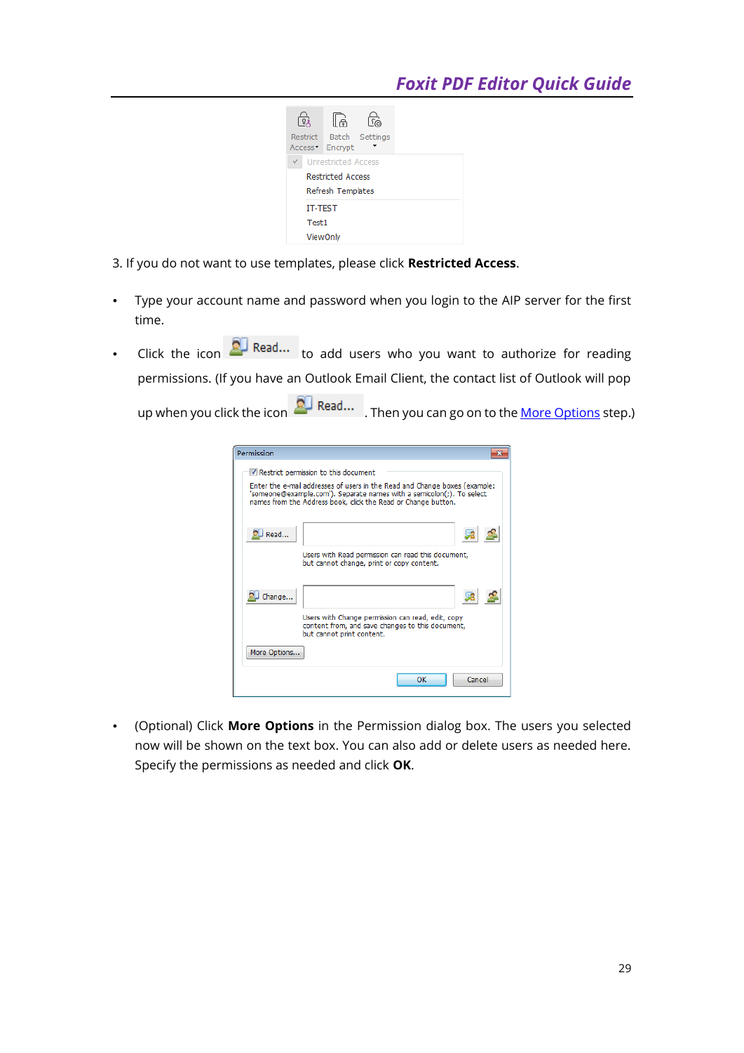3. If you do not want to use templates, please click **Restricted Access**.

- Type your account name and password when you login to the AIP server for the first time.
- Click the icon Read... to add users who you want to authorize for reading permissions. (If you have an Outlook Email Client, the contact list of Outlook will pop up when you click the icon Read... . Then you can go on to the More Options step.)
- (Optional) Click **More Options** in the Permission dialog box. The users you selected now will be shown on the text box. You can also add or delete users as needed here. Specify the permissions as needed and click **OK**.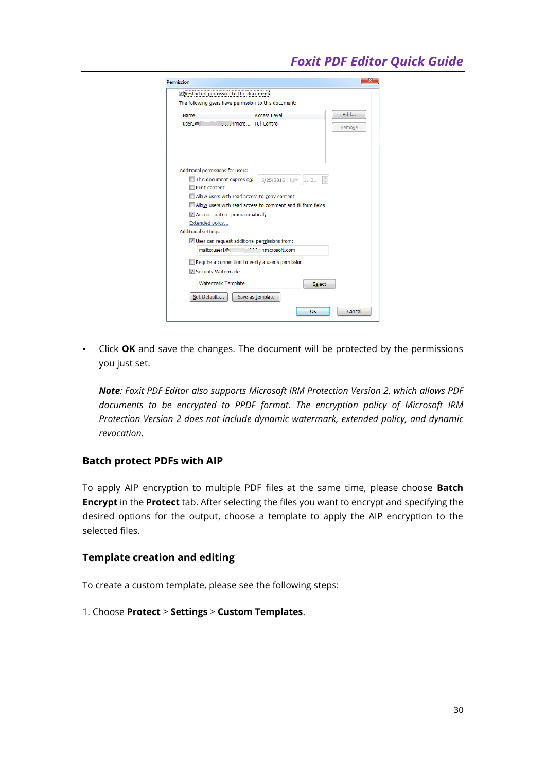- Click **OK** and save the changes. The document will be protected by the permissions you just set.

  ***Note**: Foxit PDF Editor also supports Microsoft IRM Protection Version 2, which allows PDF documents to be encrypted to PPDF format. The encryption policy of Microsoft IRM Protection Version 2 does not include dynamic watermark, extended policy, and dynamic revocation.*

### Batch protect PDFs with AIP

To apply AIP encryption to multiple PDF files at the same time, please choose **Batch Encrypt** in the **Protect** tab. After selecting the files you want to encrypt and specifying the desired options for the output, choose a template to apply the AIP encryption to the selected files.

### Template creation and editing

To create a custom template, please see the following steps:

1. Choose **Protect** > **Settings** > **Custom Templates**.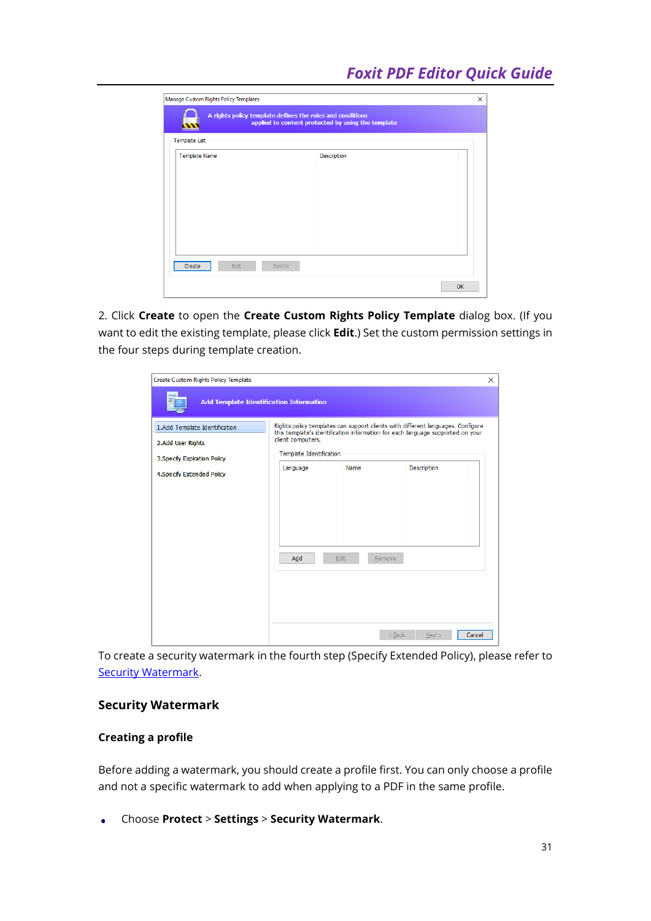2. Click **Create** to open the **Create Custom Rights Policy Template** dialog box. (If you want to edit the existing template, please click **Edit**.) Set the custom permission settings in the four steps during template creation.

To create a security watermark in the fourth step (Specify Extended Policy), please refer to Security Watermark.

## Security Watermark

### Creating a profile

Before adding a watermark, you should create a profile first. You can only choose a profile and not a specific watermark to add when applying to a PDF in the same profile.

- Choose **Protect** > **Settings** > **Security Watermark**.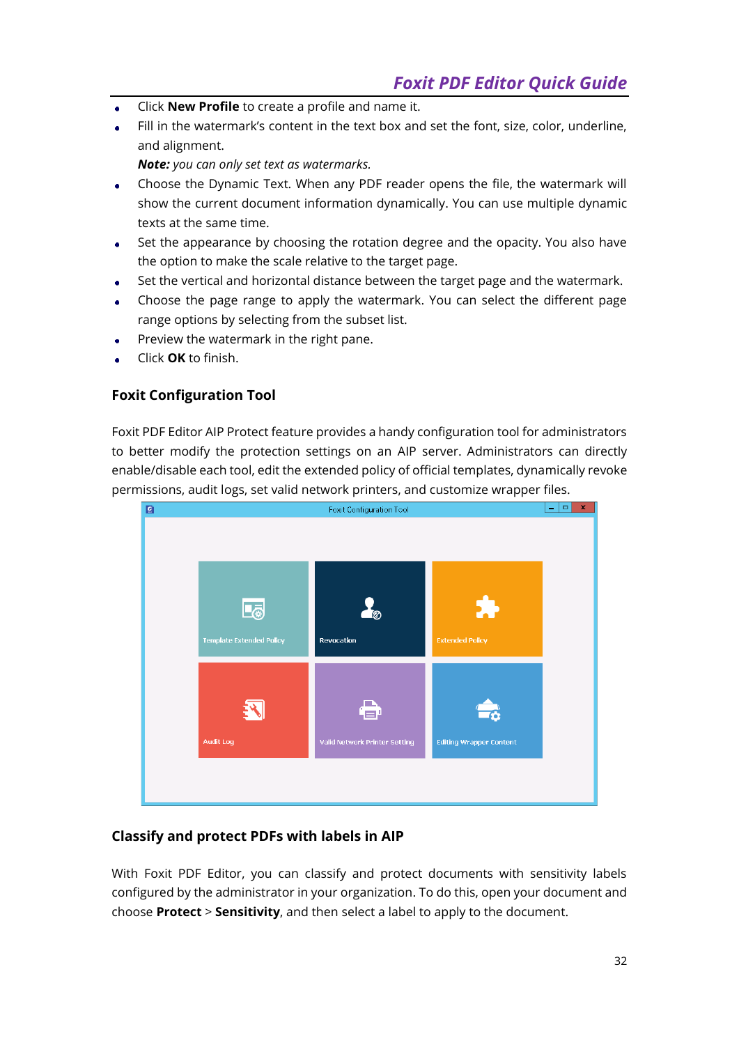- Click **New Profile** to create a profile and name it.
- Fill in the watermark's content in the text box and set the font, size, color, underline, and alignment.
  ***Note:*** *you can only set text as watermarks.*
- Choose the Dynamic Text. When any PDF reader opens the file, the watermark will show the current document information dynamically. You can use multiple dynamic texts at the same time.
- Set the appearance by choosing the rotation degree and the opacity. You also have the option to make the scale relative to the target page.
- Set the vertical and horizontal distance between the target page and the watermark.
- Choose the page range to apply the watermark. You can select the different page range options by selecting from the subset list.
- Preview the watermark in the right pane.
- Click **OK** to finish.

## Foxit Configuration Tool

Foxit PDF Editor AIP Protect feature provides a handy configuration tool for administrators to better modify the protection settings on an AIP server. Administrators can directly enable/disable each tool, edit the extended policy of official templates, dynamically revoke permissions, audit logs, set valid network printers, and customize wrapper files.

## Classify and protect PDFs with labels in AIP

With Foxit PDF Editor, you can classify and protect documents with sensitivity labels configured by the administrator in your organization. To do this, open your document and choose **Protect** > **Sensitivity**, and then select a label to apply to the document.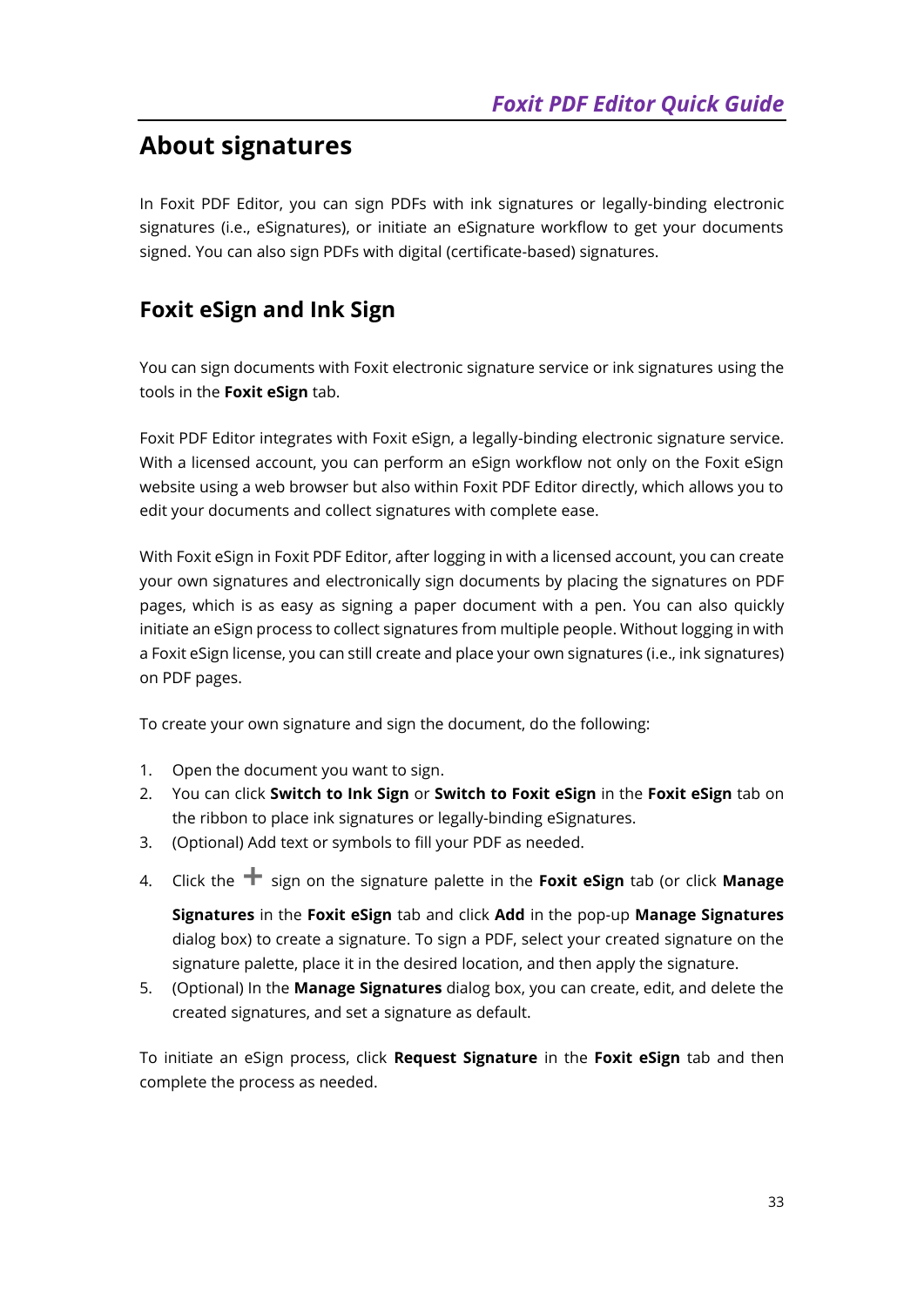## About signatures

In Foxit PDF Editor, you can sign PDFs with ink signatures or legally-binding electronic signatures (i.e., eSignatures), or initiate an eSignature workflow to get your documents signed. You can also sign PDFs with digital (certificate-based) signatures.

### Foxit eSign and Ink Sign

You can sign documents with Foxit electronic signature service or ink signatures using the tools in the **Foxit eSign** tab.

Foxit PDF Editor integrates with Foxit eSign, a legally-binding electronic signature service. With a licensed account, you can perform an eSign workflow not only on the Foxit eSign website using a web browser but also within Foxit PDF Editor directly, which allows you to edit your documents and collect signatures with complete ease.

With Foxit eSign in Foxit PDF Editor, after logging in with a licensed account, you can create your own signatures and electronically sign documents by placing the signatures on PDF pages, which is as easy as signing a paper document with a pen. You can also quickly initiate an eSign process to collect signatures from multiple people. Without logging in with a Foxit eSign license, you can still create and place your own signatures (i.e., ink signatures) on PDF pages.

To create your own signature and sign the document, do the following:

1. Open the document you want to sign.
2. You can click **Switch to Ink Sign** or **Switch to Foxit eSign** in the **Foxit eSign** tab on the ribbon to place ink signatures or legally-binding eSignatures.
3. (Optional) Add text or symbols to fill your PDF as needed.
4. Click the + sign on the signature palette in the **Foxit eSign** tab (or click **Manage Signatures** in the **Foxit eSign** tab and click **Add** in the pop-up **Manage Signatures** dialog box) to create a signature. To sign a PDF, select your created signature on the signature palette, place it in the desired location, and then apply the signature.
5. (Optional) In the **Manage Signatures** dialog box, you can create, edit, and delete the created signatures, and set a signature as default.

To initiate an eSign process, click **Request Signature** in the **Foxit eSign** tab and then complete the process as needed.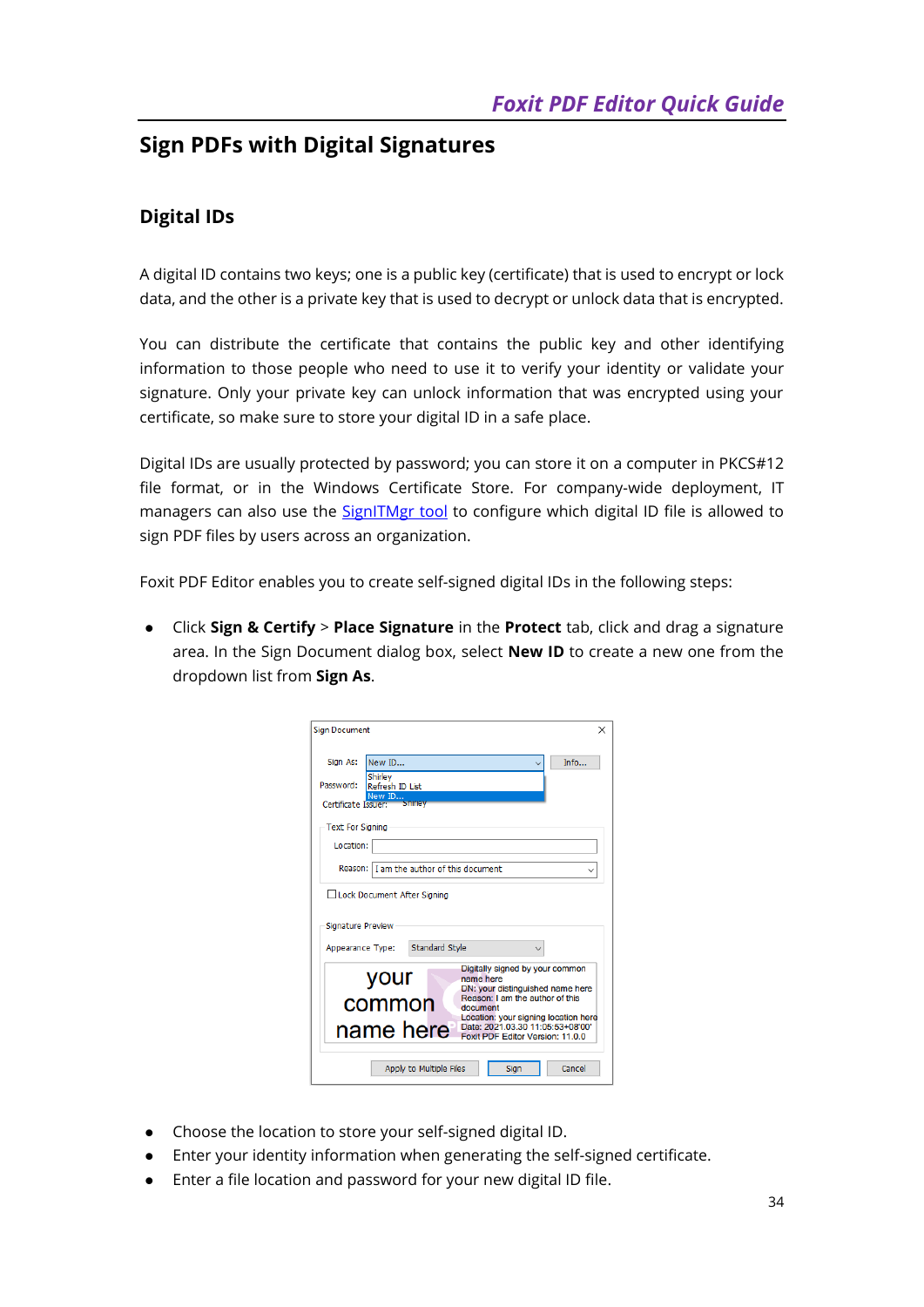# Sign PDFs with Digital Signatures

## Digital IDs

A digital ID contains two keys; one is a public key (certificate) that is used to encrypt or lock data, and the other is a private key that is used to decrypt or unlock data that is encrypted.

You can distribute the certificate that contains the public key and other identifying information to those people who need to use it to verify your identity or validate your signature. Only your private key can unlock information that was encrypted using your certificate, so make sure to store your digital ID in a safe place.

Digital IDs are usually protected by password; you can store it on a computer in PKCS#12 file format, or in the Windows Certificate Store. For company-wide deployment, IT managers can also use the SignITMgr tool to configure which digital ID file is allowed to sign PDF files by users across an organization.

Foxit PDF Editor enables you to create self-signed digital IDs in the following steps:

- Click **Sign & Certify** > **Place Signature** in the **Protect** tab, click and drag a signature area. In the Sign Document dialog box, select **New ID** to create a new one from the dropdown list from **Sign As**.

- Choose the location to store your self-signed digital ID.
- Enter your identity information when generating the self-signed certificate.
- Enter a file location and password for your new digital ID file.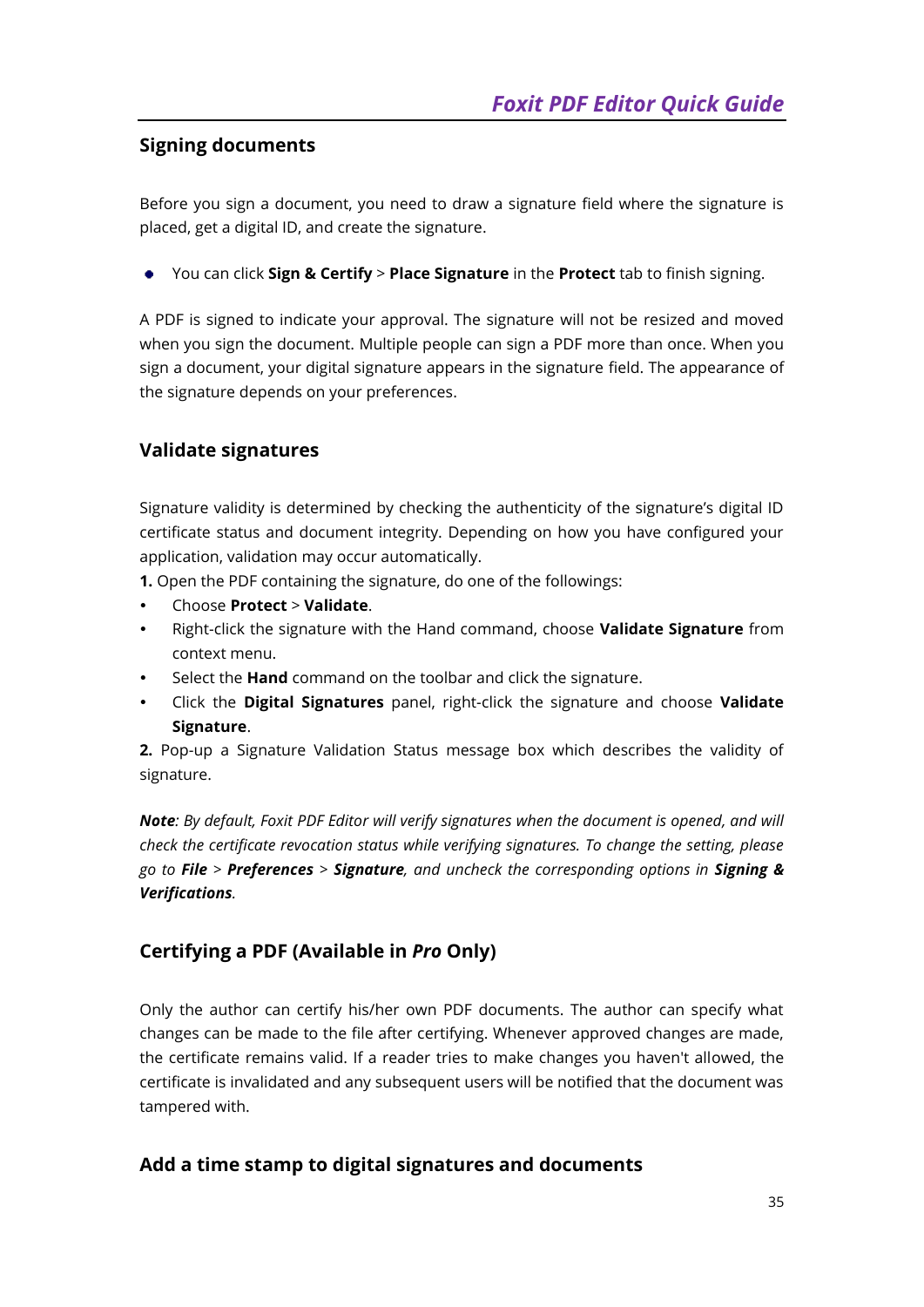## Signing documents

Before you sign a document, you need to draw a signature field where the signature is placed, get a digital ID, and create the signature.

- You can click **Sign & Certify** > **Place Signature** in the **Protect** tab to finish signing.

A PDF is signed to indicate your approval. The signature will not be resized and moved when you sign the document. Multiple people can sign a PDF more than once. When you sign a document, your digital signature appears in the signature field. The appearance of the signature depends on your preferences.

## Validate signatures

Signature validity is determined by checking the authenticity of the signature's digital ID certificate status and document integrity. Depending on how you have configured your application, validation may occur automatically.

**1.** Open the PDF containing the signature, do one of the followings:

- Choose **Protect** > **Validate**.
- Right-click the signature with the Hand command, choose **Validate Signature** from context menu.
- Select the **Hand** command on the toolbar and click the signature.
- Click the **Digital Signatures** panel, right-click the signature and choose **Validate Signature**.

**2.** Pop-up a Signature Validation Status message box which describes the validity of signature.

***Note****: By default, Foxit PDF Editor will verify signatures when the document is opened, and will check the certificate revocation status while verifying signatures. To change the setting, please go to* ***File*** *>* ***Preferences*** *>* ***Signature****, and uncheck the corresponding options in* ***Signing & Verifications****.*

## Certifying a PDF (Available in *Pro* Only)

Only the author can certify his/her own PDF documents. The author can specify what changes can be made to the file after certifying. Whenever approved changes are made, the certificate remains valid. If a reader tries to make changes you haven't allowed, the certificate is invalidated and any subsequent users will be notified that the document was tampered with.

## Add a time stamp to digital signatures and documents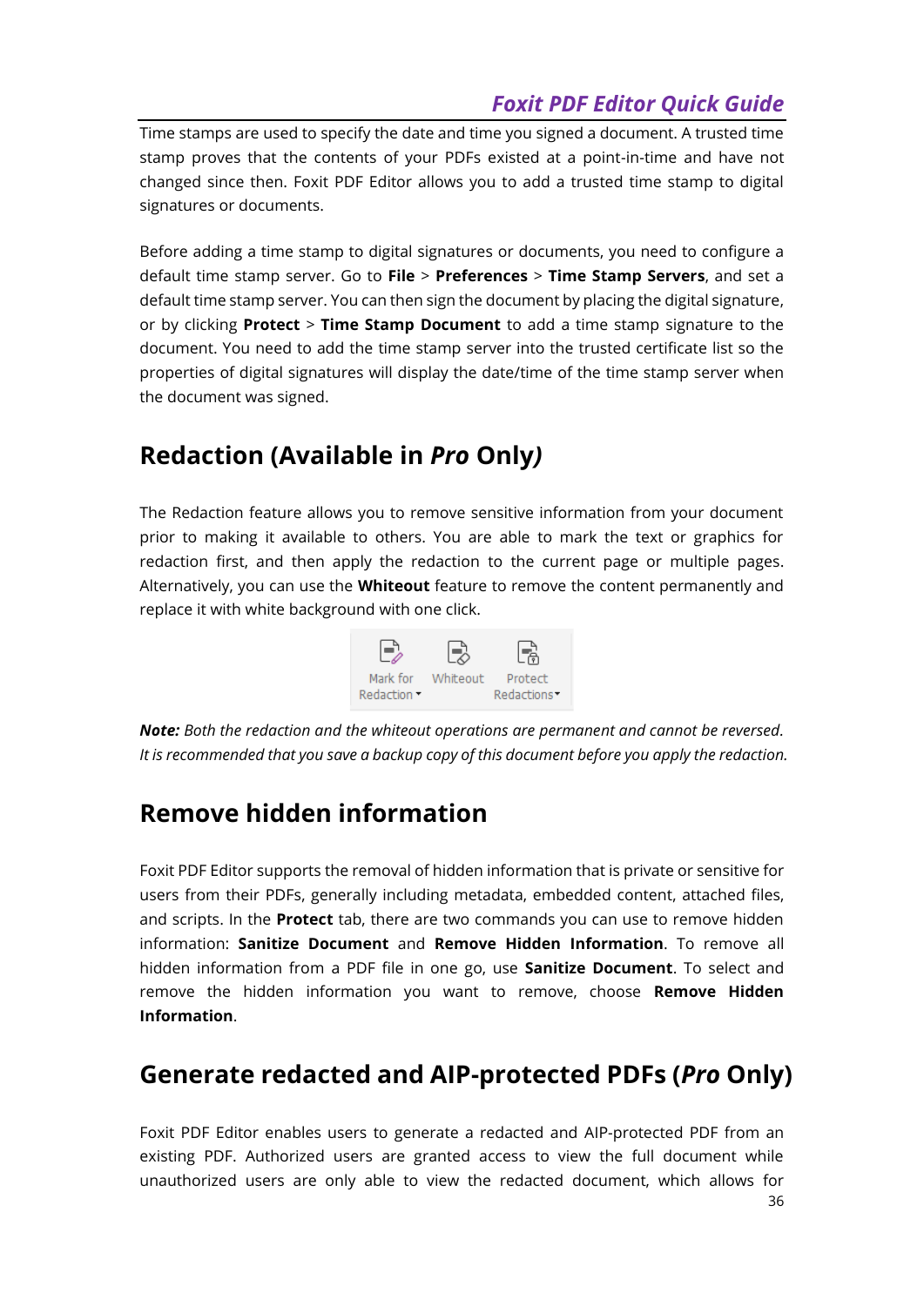Time stamps are used to specify the date and time you signed a document. A trusted time stamp proves that the contents of your PDFs existed at a point-in-time and have not changed since then. Foxit PDF Editor allows you to add a trusted time stamp to digital signatures or documents.

Before adding a time stamp to digital signatures or documents, you need to configure a default time stamp server. Go to **File** > **Preferences** > **Time Stamp Servers**, and set a default time stamp server. You can then sign the document by placing the digital signature, or by clicking **Protect** > **Time Stamp Document** to add a time stamp signature to the document. You need to add the time stamp server into the trusted certificate list so the properties of digital signatures will display the date/time of the time stamp server when the document was signed.

## Redaction (Available in *Pro* Only*)*

The Redaction feature allows you to remove sensitive information from your document prior to making it available to others. You are able to mark the text or graphics for redaction first, and then apply the redaction to the current page or multiple pages. Alternatively, you can use the **Whiteout** feature to remove the content permanently and replace it with white background with one click.

Mark for Redaction ▾ Whiteout Protect Redactions ▾

***Note:*** *Both the redaction and the whiteout operations are permanent and cannot be reversed. It is recommended that you save a backup copy of this document before you apply the redaction.*

## Remove hidden information

Foxit PDF Editor supports the removal of hidden information that is private or sensitive for users from their PDFs, generally including metadata, embedded content, attached files, and scripts. In the **Protect** tab, there are two commands you can use to remove hidden information: **Sanitize Document** and **Remove Hidden Information**. To remove all hidden information from a PDF file in one go, use **Sanitize Document**. To select and remove the hidden information you want to remove, choose **Remove Hidden Information**.

## Generate redacted and AIP-protected PDFs (*Pro* Only)

Foxit PDF Editor enables users to generate a redacted and AIP-protected PDF from an existing PDF. Authorized users are granted access to view the full document while unauthorized users are only able to view the redacted document, which allows for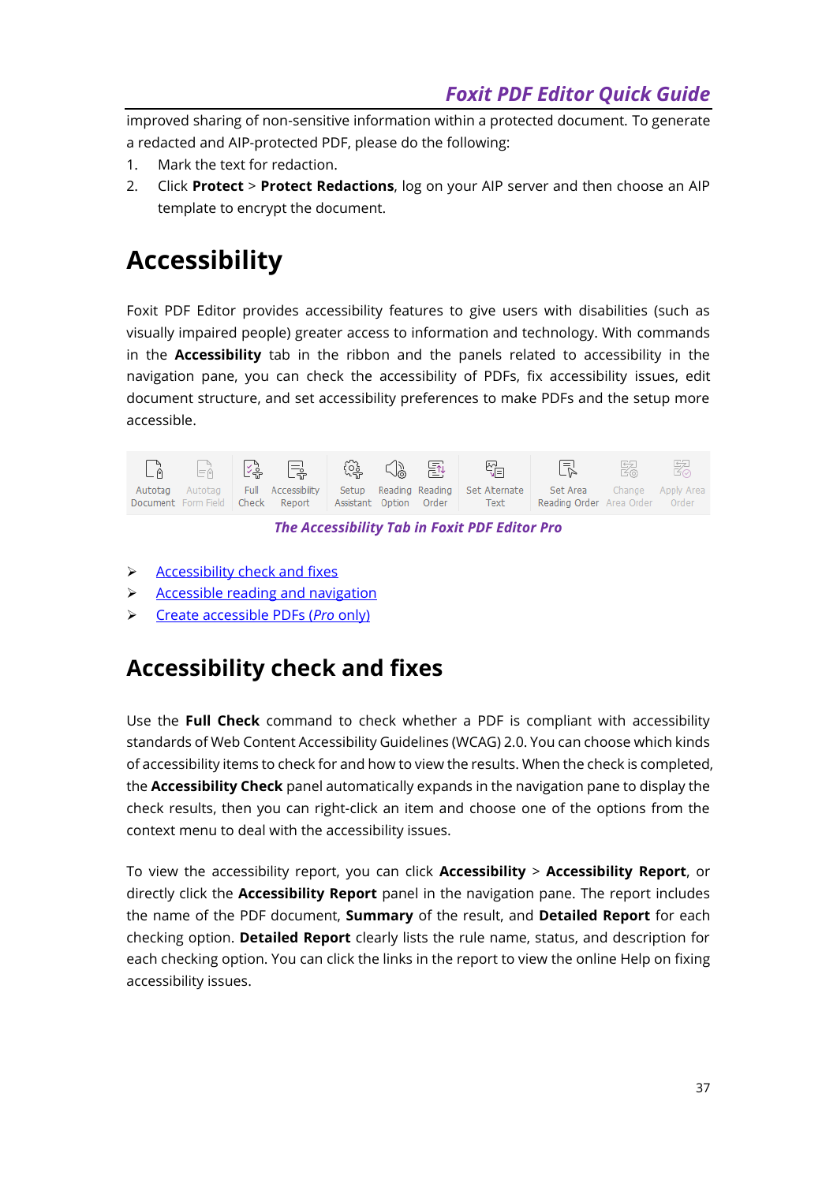improved sharing of non-sensitive information within a protected document. To generate a redacted and AIP-protected PDF, please do the following:

1. Mark the text for redaction.
2. Click **Protect** > **Protect Redactions**, log on your AIP server and then choose an AIP template to encrypt the document.

# Accessibility

Foxit PDF Editor provides accessibility features to give users with disabilities (such as visually impaired people) greater access to information and technology. With commands in the **Accessibility** tab in the ribbon and the panels related to accessibility in the navigation pane, you can check the accessibility of PDFs, fix accessibility issues, edit document structure, and set accessibility preferences to make PDFs and the setup more accessible.

Autotag Document | Autotag Form Field | Full Check | Accessibility Report | Setup Assistant | Reading Option | Reading Order | Set Alternate Text | Set Area Reading Order | Change Area Order | Apply Area Order

*The Accessibility Tab in Foxit PDF Editor Pro*

- Accessibility check and fixes
- Accessible reading and navigation
- Create accessible PDFs (*Pro* only)

## Accessibility check and fixes

Use the **Full Check** command to check whether a PDF is compliant with accessibility standards of Web Content Accessibility Guidelines (WCAG) 2.0. You can choose which kinds of accessibility items to check for and how to view the results. When the check is completed, the **Accessibility Check** panel automatically expands in the navigation pane to display the check results, then you can right-click an item and choose one of the options from the context menu to deal with the accessibility issues.

To view the accessibility report, you can click **Accessibility** > **Accessibility Report**, or directly click the **Accessibility Report** panel in the navigation pane. The report includes the name of the PDF document, **Summary** of the result, and **Detailed Report** for each checking option. **Detailed Report** clearly lists the rule name, status, and description for each checking option. You can click the links in the report to view the online Help on fixing accessibility issues.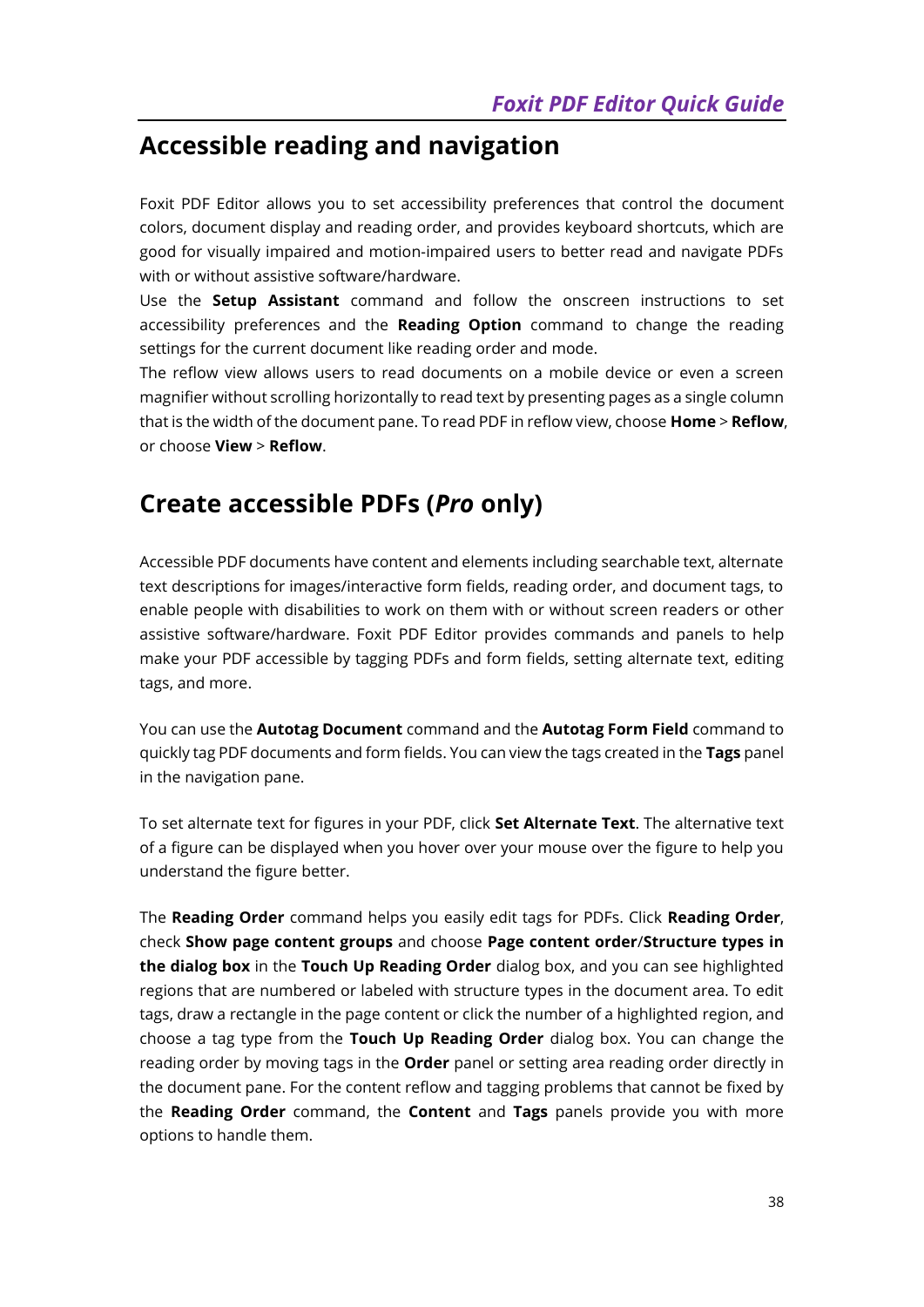## Accessible reading and navigation

Foxit PDF Editor allows you to set accessibility preferences that control the document colors, document display and reading order, and provides keyboard shortcuts, which are good for visually impaired and motion-impaired users to better read and navigate PDFs with or without assistive software/hardware.

Use the **Setup Assistant** command and follow the onscreen instructions to set accessibility preferences and the **Reading Option** command to change the reading settings for the current document like reading order and mode.

The reflow view allows users to read documents on a mobile device or even a screen magnifier without scrolling horizontally to read text by presenting pages as a single column that is the width of the document pane. To read PDF in reflow view, choose **Home** > **Reflow**, or choose **View** > **Reflow**.

## Create accessible PDFs (*Pro* only)

Accessible PDF documents have content and elements including searchable text, alternate text descriptions for images/interactive form fields, reading order, and document tags, to enable people with disabilities to work on them with or without screen readers or other assistive software/hardware. Foxit PDF Editor provides commands and panels to help make your PDF accessible by tagging PDFs and form fields, setting alternate text, editing tags, and more.

You can use the **Autotag Document** command and the **Autotag Form Field** command to quickly tag PDF documents and form fields. You can view the tags created in the **Tags** panel in the navigation pane.

To set alternate text for figures in your PDF, click **Set Alternate Text**. The alternative text of a figure can be displayed when you hover over your mouse over the figure to help you understand the figure better.

The **Reading Order** command helps you easily edit tags for PDFs. Click **Reading Order**, check **Show page content groups** and choose **Page content order**/**Structure types in the dialog box** in the **Touch Up Reading Order** dialog box, and you can see highlighted regions that are numbered or labeled with structure types in the document area. To edit tags, draw a rectangle in the page content or click the number of a highlighted region, and choose a tag type from the **Touch Up Reading Order** dialog box. You can change the reading order by moving tags in the **Order** panel or setting area reading order directly in the document pane. For the content reflow and tagging problems that cannot be fixed by the **Reading Order** command, the **Content** and **Tags** panels provide you with more options to handle them.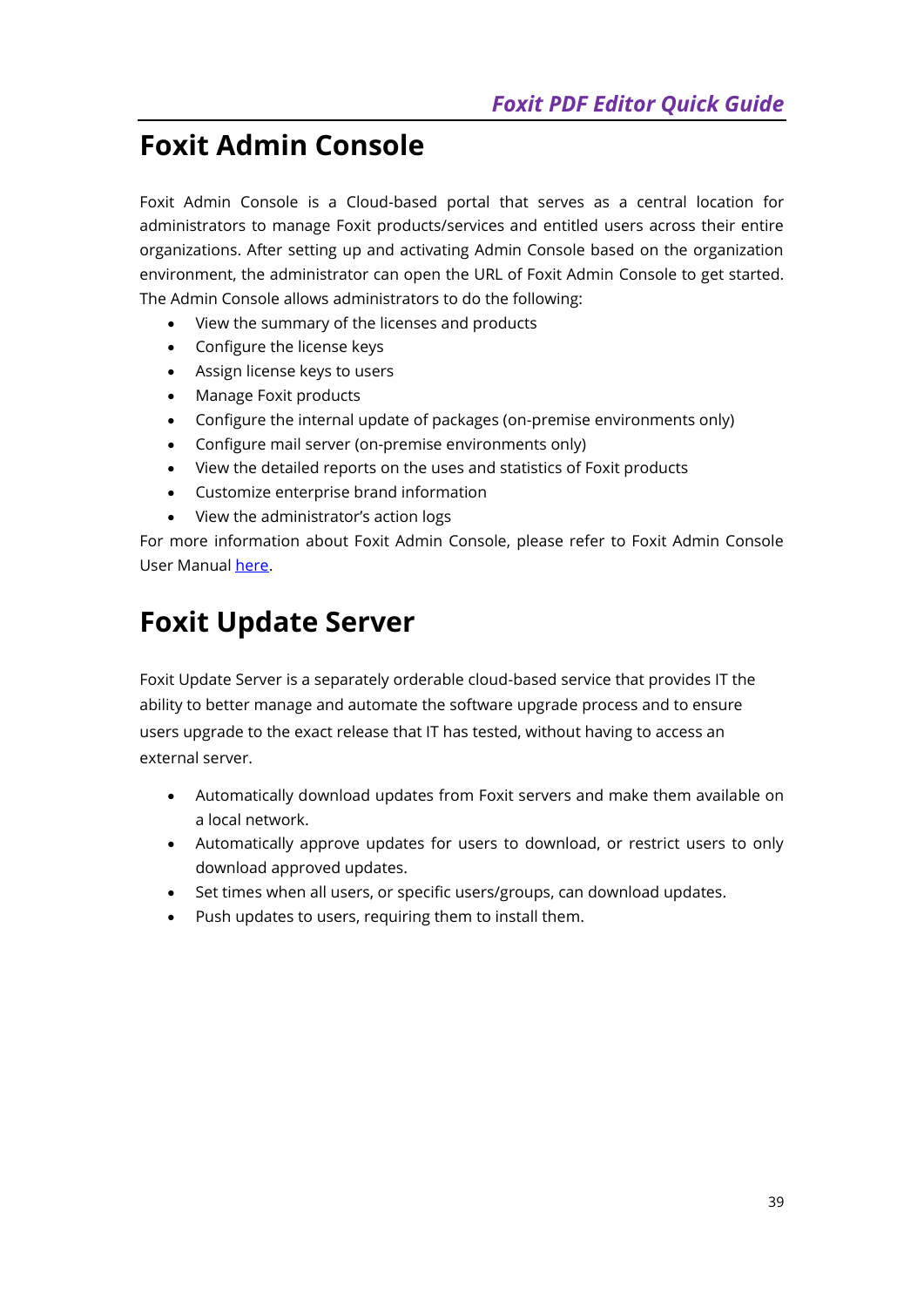# Foxit Admin Console

Foxit Admin Console is a Cloud-based portal that serves as a central location for administrators to manage Foxit products/services and entitled users across their entire organizations. After setting up and activating Admin Console based on the organization environment, the administrator can open the URL of Foxit Admin Console to get started. The Admin Console allows administrators to do the following:

- View the summary of the licenses and products
- Configure the license keys
- Assign license keys to users
- Manage Foxit products
- Configure the internal update of packages (on-premise environments only)
- Configure mail server (on-premise environments only)
- View the detailed reports on the uses and statistics of Foxit products
- Customize enterprise brand information
- View the administrator's action logs

For more information about Foxit Admin Console, please refer to Foxit Admin Console User Manual here.

# Foxit Update Server

Foxit Update Server is a separately orderable cloud-based service that provides IT the ability to better manage and automate the software upgrade process and to ensure users upgrade to the exact release that IT has tested, without having to access an external server.

- Automatically download updates from Foxit servers and make them available on a local network.
- Automatically approve updates for users to download, or restrict users to only download approved updates.
- Set times when all users, or specific users/groups, can download updates.
- Push updates to users, requiring them to install them.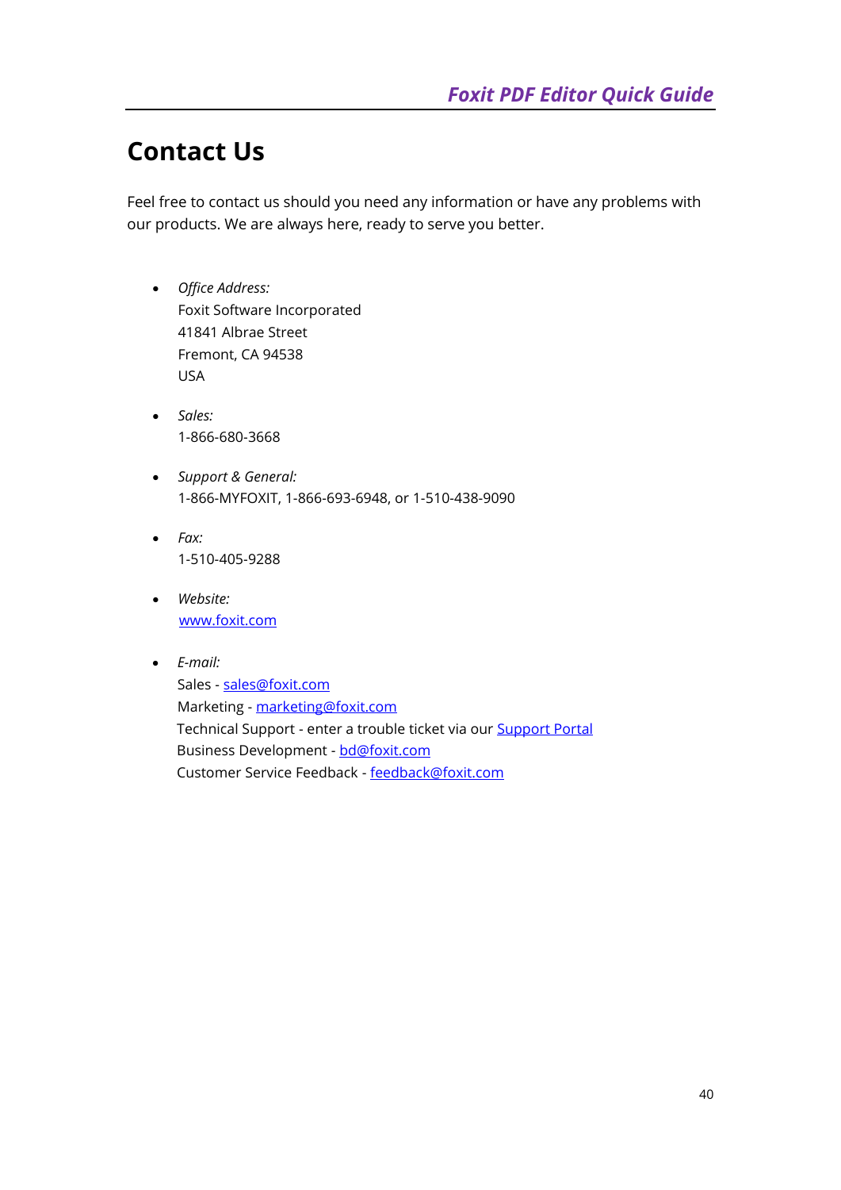# Contact Us

Feel free to contact us should you need any information or have any problems with our products. We are always here, ready to serve you better.

- *Office Address:*  
  Foxit Software Incorporated  
  41841 Albrae Street  
  Fremont, CA 94538  
  USA

- *Sales:*  
  1-866-680-3668

- *Support & General:*  
  1-866-MYFOXIT, 1-866-693-6948, or 1-510-438-9090

- *Fax:*  
  1-510-405-9288

- *Website:*  
  www.foxit.com

- *E-mail:*  
  Sales - sales@foxit.com  
  Marketing - marketing@foxit.com  
  Technical Support - enter a trouble ticket via our Support Portal  
  Business Development - bd@foxit.com  
  Customer Service Feedback - feedback@foxit.com